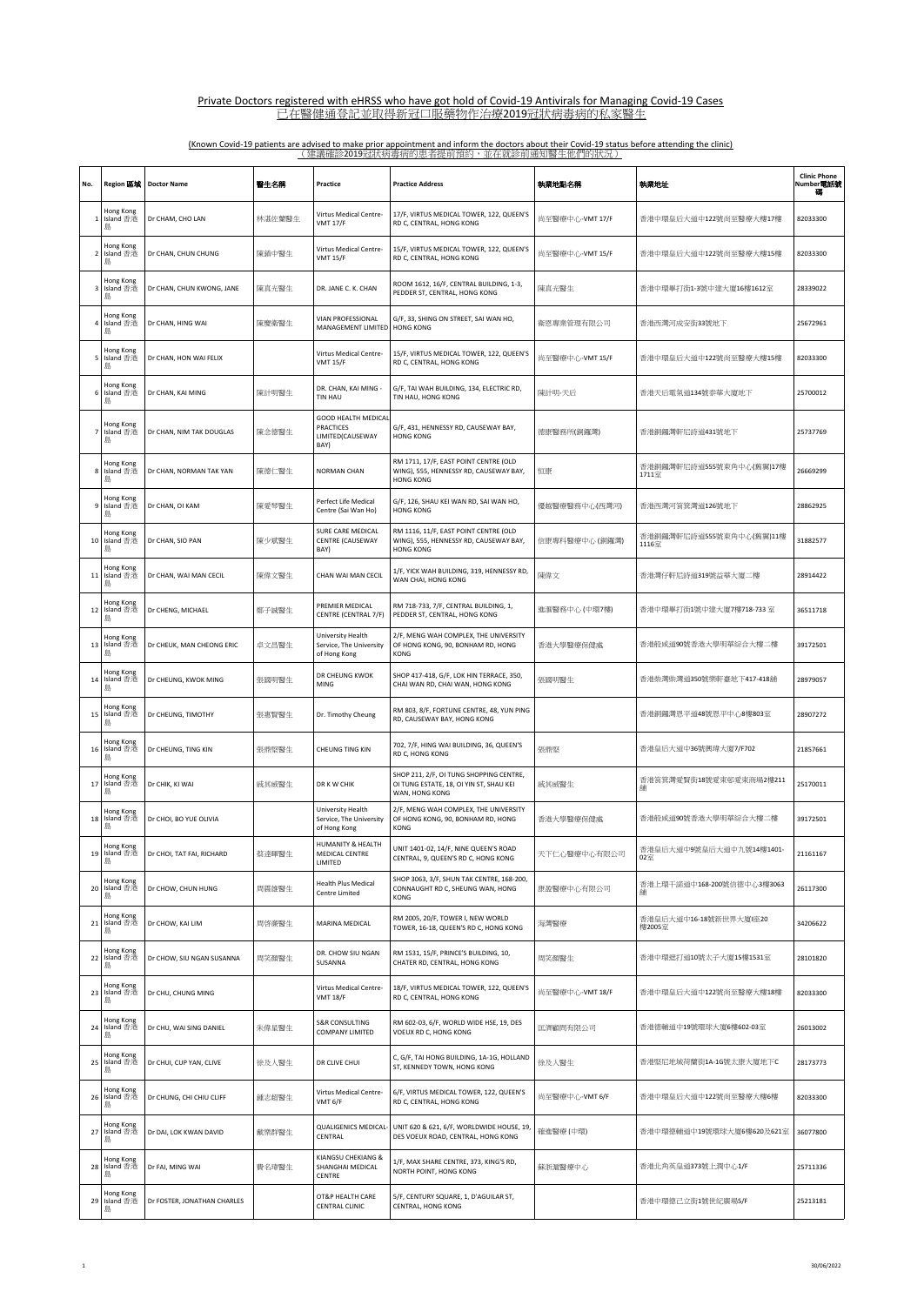# Private Doctors registered with eHRSS who have got hold of Covid-19 Antivirals for Managing Covid-19 Cases
# 已在醫健通登記並取得新冠口服藥物作治療2019冠狀病毒病的私家醫生

(Known Covid-19 patients are advised to make prior appointment and inform the doctors about their Covid-19 status before attending the clinic)
（建議確診2019冠狀病毒病的患者提前預約，並在就診前通知醫生他們的狀況）

| No. | Region 區域 | Doctor Name | 醫生名稱 | Practice | Practice Address | 執業地點名稱 | 執業地址 | Clinic Phone Number 電話號碼 |
|---|---|---|---|---|---|---|---|---|
| 1 | Hong Kong Island 香港島 | Dr CHAM, CHO LAN | 林湛佐蘭醫生 | Virtus Medical Centre-VMT 17/F | 17/F, VIRTUS MEDICAL TOWER, 122, QUEEN'S RD C, CENTRAL, HONG KONG | 尚至醫療中心-VMT 17/F | 香港中環皇后大道中122號尚至醫療大樓17樓 | 82033300 |
| 2 | Hong Kong Island 香港島 | Dr CHAN, CHUN CHUNG | 陳鎮中醫生 | Virtus Medical Centre-VMT 15/F | 15/F, VIRTUS MEDICAL TOWER, 122, QUEEN'S RD C, CENTRAL, HONG KONG | 尚至醫療中心-VMT 15/F | 香港中環皇后大道中122號尚至醫療大樓15樓 | 82033300 |
| 3 | Hong Kong Island 香港島 | Dr CHAN, CHUN KWONG, JANE | 陳真光醫生 | DR. JANE C. K. CHAN | ROOM 1612, 16/F, CENTRAL BUILDING, 1-3, PEDDER ST, CENTRAL, HONG KONG | 陳真光醫生 | 香港中環畢打街1-3號中建大廈16樓1612室 | 28339022 |
| 4 | Hong Kong Island 香港島 | Dr CHAN, HING WAI | 陳慶衛醫生 | VIAN PROFESSIONAL MANAGEMENT LIMITED | G/F, 33, SHING ON STREET, SAI WAN HO, HONG KONG | 衞恩專業管理有限公司 | 香港西灣河成安街33號地下 | 25672961 |
| 5 | Hong Kong Island 香港島 | Dr CHAN, HON WAI FELIX | | Virtus Medical Centre-VMT 15/F | 15/F, VIRTUS MEDICAL TOWER, 122, QUEEN'S RD C, CENTRAL, HONG KONG | 尚至醫療中心-VMT 15/F | 香港中環皇后大道中122號尚至醫療大樓15樓 | 82033300 |
| 6 | Hong Kong Island 香港島 | Dr CHAN, KAI MING | 陳計明醫生 | DR. CHAN, KAI MING - TIN HAU | G/F, TAI WAH BUILDING, 134, ELECTRIC RD, TIN HAU, HONG KONG | 陳計明-天后 | 香港天后電氣道134號泰華大廈地下 | 25700012 |
| 7 | Hong Kong Island 香港島 | Dr CHAN, NIM TAK DOUGLAS | 陳念德醫生 | GOOD HEALTH MEDICAL PRACTICES LIMITED(CAUSEWAY BAY) | G/F, 431, HENNESSY RD, CAUSEWAY BAY, HONG KONG | 德康醫務所(銅鑼灣) | 香港銅鑼灣軒尼詩道431號地下 | 25737769 |
| 8 | Hong Kong Island 香港島 | Dr CHAN, NORMAN TAK YAN | 陳德仁醫生 | NORMAN CHAN | RM 1711, 17/F, EAST POINT CENTRE (OLD WING), 555, HENNESSY RD, CAUSEWAY BAY, HONG KONG | 恒康 | 香港銅鑼灣軒尼詩道555號東角中心(舊翼)17樓1711室 | 26669299 |
| 9 | Hong Kong Island 香港島 | Dr CHAN, OI KAM | 陳愛琴醫生 | Perfect Life Medical Centre (Sai Wan Ho) | G/F, 126, SHAU KEI WAN RD, SAI WAN HO, HONG KONG | 優越醫療醫務中心(西灣河) | 香港西灣河筲箕灣道126號地下 | 28862925 |
| 10 | Hong Kong Island 香港島 | Dr CHAN, SIO PAN | 陳少斌醫生 | SURE CARE MEDICAL CENTRE (CAUSEWAY BAY) | RM 1116, 11/F, EAST POINT CENTRE (OLD WING), 555, HENNESSY RD, CAUSEWAY BAY, HONG KONG | 信康專科醫療中心 (銅鑼灣) | 香港銅鑼灣軒尼詩道555號東角中心(舊翼)11樓1116室 | 31882577 |
| 11 | Hong Kong Island 香港島 | Dr CHAN, WAI MAN CECIL | 陳偉文醫生 | CHAN WAI MAN CECIL | 1/F, YICK WAH BUILDING, 319, HENNESSY RD, WAN CHAI, HONG KONG | 陳偉文 | 香港灣仔軒尼詩道319號益華大廈二樓 | 28914422 |
| 12 | Hong Kong Island 香港島 | Dr CHENG, MICHAEL | 鄭子誠醫生 | PREMIER MEDICAL CENTRE (CENTRAL 7/F) | RM 718-733, 7/F, CENTRAL BUILDING, 1, PEDDER ST, CENTRAL, HONG KONG | 進滙醫務中心 (中環7樓) | 香港中環畢打街1號中建大廈7樓718-733 室 | 36511718 |
| 13 | Hong Kong Island 香港島 | Dr CHEUK, MAN CHEONG ERIC | 卓文昌醫生 | University Health Service, The University of Hong Kong | 2/F, MENG WAH COMPLEX, THE UNIVERSITY OF HONG KONG, 90, BONHAM RD, HONG KONG | 香港大學醫療保健處 | 香港般咸道90號香港大學明華綜合大樓二樓 | 39172501 |
| 14 | Hong Kong Island 香港島 | Dr CHEUNG, KWOK MING | 張國明醫生 | DR CHEUNG KWOK MING | SHOP 417-418, G/F, LOK HIN TERRACE, 350, CHAI WAN RD, CHAI WAN, HONG KONG | 張國明醫生 | 香港柴灣柴灣道350號樂軒臺地下417-418舖 | 28979057 |
| 15 | Hong Kong Island 香港島 | Dr CHEUNG, TIMOTHY | 張惠賢醫生 | Dr. Timothy Cheung | RM 803, 8/F, FORTUNE CENTRE, 48, YUN PING RD, CAUSEWAY BAY, HONG KONG | | 香港銅鑼灣恩平道48號恩平中心8樓803室 | 28907272 |
| 16 | Hong Kong Island 香港島 | Dr CHEUNG, TING KIN | 張鼎堅醫生 | CHEUNG TING KIN | 702, 7/F, HING WAI BUILDING, 36, QUEEN'S RD C, HONG KONG | 張鼎堅 | 香港皇后大道中36號興瑋大廈7/F702 | 21857661 |
| 17 | Hong Kong Island 香港島 | Dr CHIK, KI WAI | 戚其威醫生 | DR K W CHIK | SHOP 211, 2/F, OI TUNG SHOPPING CENTRE, OI TUNG ESTATE, 18, OI YIN ST, SHAU KEI WAN, HONG KONG | 戚其威醫生 | 香港筲箕灣愛賢街18號愛東邨愛東商場2樓211舖 | 25170011 |
| 18 | Hong Kong Island 香港島 | Dr CHOI, BO YUE OLIVIA | | University Health Service, The University of Hong Kong | 2/F, MENG WAH COMPLEX, THE UNIVERSITY OF HONG KONG, 90, BONHAM RD, HONG KONG | 香港大學醫療保健處 | 香港般咸道90號香港大學明華綜合大樓二樓 | 39172501 |
| 19 | Hong Kong Island 香港島 | Dr CHOI, TAT FAI, RICHARD | 蔡達輝醫生 | HUMANITY & HEALTH MEDICAL CENTRE LIMITED | UNIT 1401-02, 14/F, NINE QUEEN'S ROAD CENTRAL, 9, QUEEN'S RD C, HONG KONG | 天下仁心醫療中心有限公司 | 香港皇后大道中9號皇后大道中九號14樓1401-02室 | 21161167 |
| 20 | Hong Kong Island 香港島 | Dr CHOW, CHUN HUNG | 周鎮雄醫生 | Health Plus Medical Centre Limited | SHOP 3063, 3/F, SHUN TAK CENTRE, 168-200, CONNAUGHT RD C, SHEUNG WAN, HONG KONG | 康盈醫療中心有限公司 | 香港上環干諾道中168-200號信德中心3樓3063舖 | 26117300 |
| 21 | Hong Kong Island 香港島 | Dr CHOW, KAI LIM | 周啓濂醫生 | MARINA MEDICAL | RM 2005, 20/F, TOWER I, NEW WORLD TOWER, 16-18, QUEEN'S RD C, HONG KONG | 海灣醫療 | 香港皇后大道中16-18號新世界大廈I座20樓2005室 | 34206622 |
| 22 | Hong Kong Island 香港島 | Dr CHOW, SIU NGAN SUSANNA | 周笑顏醫生 | DR. CHOW SIU NGAN SUSANNA | RM 1531, 15/F, PRINCE'S BUILDING, 10, CHATER RD, CENTRAL, HONG KONG | 周笑顏醫生 | 香港中環遮打道10號太子大廈15樓1531室 | 28101820 |
| 23 | Hong Kong Island 香港島 | Dr CHU, CHUNG MING | | Virtus Medical Centre-VMT 18/F | 18/F, VIRTUS MEDICAL TOWER, 122, QUEEN'S RD C, CENTRAL, HONG KONG | 尚至醫療中心-VMT 18/F | 香港中環皇后大道中122號尚至醫療大樓18樓 | 82033300 |
| 24 | Hong Kong Island 香港島 | Dr CHU, WAI SING DANIEL | 朱偉星醫生 | S&R CONSULTING COMPANY LIMITED | RM 602-03, 6/F, WORLD WIDE HSE, 19, DES VOEUX RD C, HONG KONG | 匡濟顧問有限公司 | 香港德輔道中19號環球大廈6樓602-03室 | 26013002 |
| 25 | Hong Kong Island 香港島 | Dr CHUI, CUP YAN, CLIVE | 徐及人醫生 | DR CLIVE CHUI | C, G/F, TAI HONG BUILDING, 1A-1G, HOLLAND ST, KENNEDY TOWN, HONG KONG | 徐及人醫生 | 香港堅尼地城荷蘭街1A-1G號太康大廈地下C | 28173773 |
| 26 | Hong Kong Island 香港島 | Dr CHUNG, CHI CHIU CLIFF | 鍾志超醫生 | Virtus Medical Centre-VMT 6/F | 6/F, VIRTUS MEDICAL TOWER, 122, QUEEN'S RD C, CENTRAL, HONG KONG | 尚至醫療中心-VMT 6/F | 香港中環皇后大道中122號尚至醫療大樓6樓 | 82033300 |
| 27 | Hong Kong Island 香港島 | Dr DAI, LOK KWAN DAVID | 戴樂群醫生 | QUALIGENICS MEDICAL-CENTRAL | UNIT 620 & 621, 6/F, WORLDWIDE HOUSE, 19, DES VOEUX ROAD, CENTRAL, HONG KONG | 確進醫療 (中環) | 香港中環德輔道中19號環球大廈6樓620及621室 | 36077800 |
| 28 | Hong Kong Island 香港島 | Dr FAI, MING WAI | 費名瑋醫生 | KIANGSU CHEKIANG & SHANGHAI MEDICAL CENTRE | 1/F, MAX SHARE CENTRE, 373, KING'S RD, NORTH POINT, HONG KONG | 蘇浙滬醫療中心 | 香港北角英皇道373號上潤中心1/F | 25711336 |
| 29 | Hong Kong Island 香港島 | Dr FOSTER, JONATHAN CHARLES | | OT&P HEALTH CARE CENTRAL CLINIC | 5/F, CENTURY SQUARE, 1, D'AGUILAR ST, CENTRAL, HONG KONG | | 香港中環德己立街1號世紀廣場5/F | 25213181 |

30/06/2022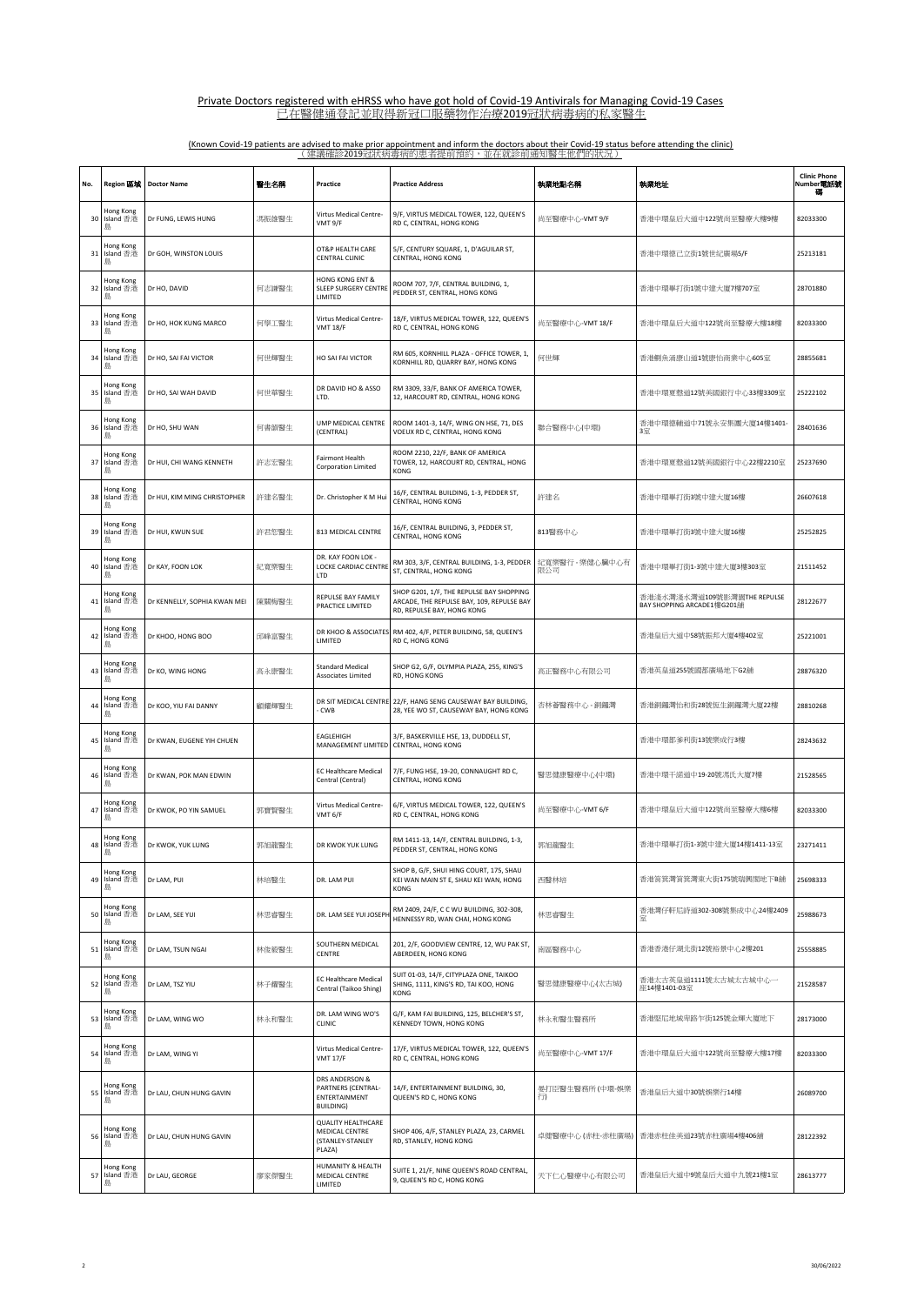Private Doctors registered with eHRSS who have got hold of Covid-19 Antivirals for Managing Covid-19 Cases
已在醫健通登記並取得新冠口服藥物作治療2019冠狀病毒病的私家醫生

(Known Covid-19 patients are advised to make prior appointment and inform the doctors about their Covid-19 status before attending the clinic)
（建議確診2019冠狀病毒病的患者提前預約，並在就診前通知醫生他們的狀況）

| No. | Region 區域 | Doctor Name | 醫生名稱 | Practice | Practice Address | 執業地點名稱 | 執業地址 | Clinic Phone Number電話號碼 |
|---|---|---|---|---|---|---|---|---|
| 30 | Hong Kong Island 香港島 | Dr FUNG, LEWIS HUNG | 馮振雄醫生 | Virtus Medical Centre-VMT 9/F | 9/F, VIRTUS MEDICAL TOWER, 122, QUEEN'S RD C, CENTRAL, HONG KONG | 尚至醫療中心-VMT 9/F | 香港中環皇后大道中122號尚至醫療大樓9樓 | 82033300 |
| 31 | Hong Kong Island 香港島 | Dr GOH, WINSTON LOUIS | | OT&P HEALTH CARE CENTRAL CLINIC | 5/F, CENTURY SQUARE, 1, D'AGUILAR ST, CENTRAL, HONG KONG | | 香港中環德己立街1號世紀廣場5/F | 25213181 |
| 32 | Hong Kong Island 香港島 | Dr HO, DAVID | 何志謙醫生 | HONG KONG ENT & SLEEP SURGERY CENTRE LIMITED | ROOM 707, 7/F, CENTRAL BUILDING, 1, PEDDER ST, CENTRAL, HONG KONG | | 香港中環畢打街1號中建大廈7樓707室 | 28701880 |
| 33 | Hong Kong Island 香港島 | Dr HO, HOK KUNG MARCO | 何學工醫生 | Virtus Medical Centre-VMT 18/F | 18/F, VIRTUS MEDICAL TOWER, 122, QUEEN'S RD C, CENTRAL, HONG KONG | 尚至醫療中心-VMT 18/F | 香港中環皇后大道中122號尚至醫療大樓18樓 | 82033300 |
| 34 | Hong Kong Island 香港島 | Dr HO, SAI FAI VICTOR | 何世輝醫生 | HO SAI FAI VICTOR | RM 605, KORNHILL PLAZA - OFFICE TOWER, 1, KORNHILL RD, QUARRY BAY, HONG KONG | 何世輝 | 香港鰂魚涌康山道1號康怡商業中心605室 | 28855681 |
| 35 | Hong Kong Island 香港島 | Dr HO, SAI WAH DAVID | 何世華醫生 | DR DAVID HO & ASSO LTD. | RM 3309, 33/F, BANK OF AMERICA TOWER, 12, HARCOURT RD, CENTRAL, HONG KONG | | 香港中環夏慤道12號美國銀行中心33樓3309室 | 25222102 |
| 36 | Hong Kong Island 香港島 | Dr HO, SHU WAN | 何書韻醫生 | UMP MEDICAL CENTRE (CENTRAL) | ROOM 1401-3, 14/F, WING ON HSE, 71, DES VOEUX RD C, CENTRAL, HONG KONG | 聯合醫務中心(中環) | 香港中環德輔道中71號永安集團大廈14樓1401-3室 | 28401636 |
| 37 | Hong Kong Island 香港島 | Dr HUI, CHI WANG KENNETH | 許志宏醫生 | Fairmont Health Corporation Limited | ROOM 2210, 22/F, BANK OF AMERICA TOWER, 12, HARCOURT RD, CENTRAL, HONG KONG | | 香港中環夏慤道12號美國銀行中心22樓2210室 | 25237690 |
| 38 | Hong Kong Island 香港島 | Dr HUI, KIM MING CHRISTOPHER | 許建名醫生 | Dr. Christopher K M Hui | 16/F, CENTRAL BUILDING, 1-3, PEDDER ST, CENTRAL, HONG KONG | 許建名 | 香港中環畢打街3號中建大廈16樓 | 26607618 |
| 39 | Hong Kong Island 香港島 | Dr HUI, KWUN SUE | 許君恕醫生 | 813 MEDICAL CENTRE | 16/F, CENTRAL BUILDING, 3, PEDDER ST, CENTRAL, HONG KONG | 813醫務中心 | 香港中環畢打街3號中建大廈16樓 | 25252825 |
| 40 | Hong Kong Island 香港島 | Dr KAY, FOON LOK | 紀寬樂醫生 | DR. KAY FOON LOK - LOCKE CARDIAC CENTRE LTD | RM 303, 3/F, CENTRAL BUILDING, 1-3, PEDDER ST, CENTRAL, HONG KONG | 紀寬樂醫行 - 樂健心臟中心有限公司 | 香港中環畢打街1-3號中建大廈3樓303室 | 21511452 |
| 41 | Hong Kong Island 香港島 | Dr KENNELLY, SOPHIA KWAN MEI | 陳麗梅醫生 | REPULSE BAY FAMILY PRACTICE LIMITED | SHOP G201, 1/F, THE REPULSE BAY SHOPPING ARCADE, THE REPULSE BAY, 109, REPULSE BAY RD, REPULSE BAY, HONG KONG | | 香港淺水灣淺水灣道109號影灣園THE REPULSE BAY SHOPPING ARCADE1樓G201舖 | 28122677 |
| 42 | Hong Kong Island 香港島 | Dr KHOO, HONG BOO | 邱峰富醫生 | DR KHOO & ASSOCIATES LIMITED | RM 402, 4/F, PETER BUILDING, 58, QUEEN'S RD C, HONG KONG | | 香港皇后大道中58號振邦大廈4樓402室 | 25221001 |
| 43 | Hong Kong Island 香港島 | Dr KO, WING HONG | 高永康醫生 | Standard Medical Associates Limited | SHOP G2, G/F, OLYMPIA PLAZA, 255, KING'S RD, HONG KONG | 高正醫務中心有限公司 | 香港英皇道255號國都廣場地下G2舖 | 28876320 |
| 44 | Hong Kong Island 香港島 | Dr KOO, YIU FAI DANNY | 顧耀輝醫生 | DR SIT MEDICAL CENTRE - CWB | 22/F, HANG SENG CAUSEWAY BAY BUILDING, 28, YEE WO ST, CAUSEWAY BAY, HONG KONG | 杏林薈醫務中心 - 銅鑼灣 | 香港銅鑼灣怡和街28號恆生銅鑼灣大廈22樓 | 28810268 |
| 45 | Hong Kong Island 香港島 | Dr KWAN, EUGENE YIH CHUEN | | EAGLEHIGH MANAGEMENT LIMITED | 3/F, BASKERVILLE HSE, 13, DUDDELL ST, CENTRAL, HONG KONG | | 香港中環都爹利街13號樂成行3樓 | 28243632 |
| 46 | Hong Kong Island 香港島 | Dr KWAN, POK MAN EDWIN | | EC Healthcare Medical Central (Central) | 7/F, FUNG HSE, 19-20, CONNAUGHT RD C, CENTRAL, HONG KONG | 醫思健康醫療中心(中環) | 香港中環干諾道中19-20號馮氏大廈7樓 | 21528565 |
| 47 | Hong Kong Island 香港島 | Dr KWOK, PO YIN SAMUEL | 郭寶賢醫生 | Virtus Medical Centre-VMT 6/F | 6/F, VIRTUS MEDICAL TOWER, 122, QUEEN'S RD C, CENTRAL, HONG KONG | 尚至醫療中心-VMT 6/F | 香港中環皇后大道中122號尚至醫療大樓6樓 | 82033300 |
| 48 | Hong Kong Island 香港島 | Dr KWOK, YUK LUNG | 郭旭龍醫生 | DR KWOK YUK LUNG | RM 1411-13, 14/F, CENTRAL BUILDING, 1-3, PEDDER ST, CENTRAL, HONG KONG | 郭旭龍醫生 | 香港中環畢打街1-3號中建大廈14樓1411-13室 | 23271411 |
| 49 | Hong Kong Island 香港島 | Dr LAM, PUI | 林培醫生 | DR. LAM PUI | SHOP B, G/F, SHUI HING COURT, 175, SHAU KEI WAN MAIN ST E, SHAU KEI WAN, HONG KONG | 西醫林培 | 香港筲箕灣筲箕灣東大街175號瑞興閣地下B舖 | 25698333 |
| 50 | Hong Kong Island 香港島 | Dr LAM, SEE YUI | 林思睿醫生 | DR. LAM SEE YUI JOSEPH | RM 2409, 24/F, C C WU BUILDING, 302-308, HENNESSY RD, WAN CHAI, HONG KONG | 林思睿醫生 | 香港灣仔軒尼詩道302-308號集成中心24樓2409室 | 25988673 |
| 51 | Hong Kong Island 香港島 | Dr LAM, TSUN NGAI | 林俊毅醫生 | SOUTHERN MEDICAL CENTRE | 201, 2/F, GOODVIEW CENTRE, 12, WU PAK ST, ABERDEEN, HONG KONG | 南區醫務中心 | 香港香港仔湖北街12號裕景中心2樓201 | 25558885 |
| 52 | Hong Kong Island 香港島 | Dr LAM, TSZ YIU | 林子耀醫生 | EC Healthcare Medical Central (Taikoo Shing) | SUIT 01-03, 14/F, CITYPLAZA ONE, TAIKOO SHING, 1111, KING'S RD, TAI KOO, HONG KONG | 醫思健康醫療中心(太古城) | 香港太古英皇道1111號太古城太古城中心一座14樓1401-03室 | 21528587 |
| 53 | Hong Kong Island 香港島 | Dr LAM, WING WO | 林永和醫生 | DR. LAM WING WO'S CLINIC | G/F, KAM FAI BUILDING, 125, BELCHER'S ST, KENNEDY TOWN, HONG KONG | 林永和醫生醫務所 | 香港堅尼地城卑路乍街125號金輝大廈地下 | 28173000 |
| 54 | Hong Kong Island 香港島 | Dr LAM, WING YI | | Virtus Medical Centre-VMT 17/F | 17/F, VIRTUS MEDICAL TOWER, 122, QUEEN'S RD C, CENTRAL, HONG KONG | 尚至醫療中心-VMT 17/F | 香港中環皇后大道中122號尚至醫療大樓17樓 | 82033300 |
| 55 | Hong Kong Island 香港島 | Dr LAU, CHUN HUNG GAVIN | | DRS ANDERSON & PARTNERS (CENTRAL-ENTERTAINMENT BUILDING) | 14/F, ENTERTAINMENT BUILDING, 30, QUEEN'S RD C, HONG KONG | 晏打臣醫生醫務所 (中環-娛樂行) | 香港皇后大道中30號娛樂行14樓 | 26089700 |
| 56 | Hong Kong Island 香港島 | Dr LAU, CHUN HUNG GAVIN | | QUALITY HEALTHCARE MEDICAL CENTRE (STANLEY-STANLEY PLAZA) | SHOP 406, 4/F, STANLEY PLAZA, 23, CARMEL RD, STANLEY, HONG KONG | 卓健醫療中心 (赤柱-赤柱廣場) | 香港赤柱佳美道23號赤柱廣場4樓406舖 | 28122392 |
| 57 | Hong Kong Island 香港島 | Dr LAU, GEORGE | 廖家傑醫生 | HUMANITY & HEALTH MEDICAL CENTRE LIMITED | SUITE 1, 21/F, NINE QUEEN'S ROAD CENTRAL, 9, QUEEN'S RD C, HONG KONG | 天下仁心醫療中心有限公司 | 香港皇后大道中9號皇后大道中九號21樓1室 | 28613777 |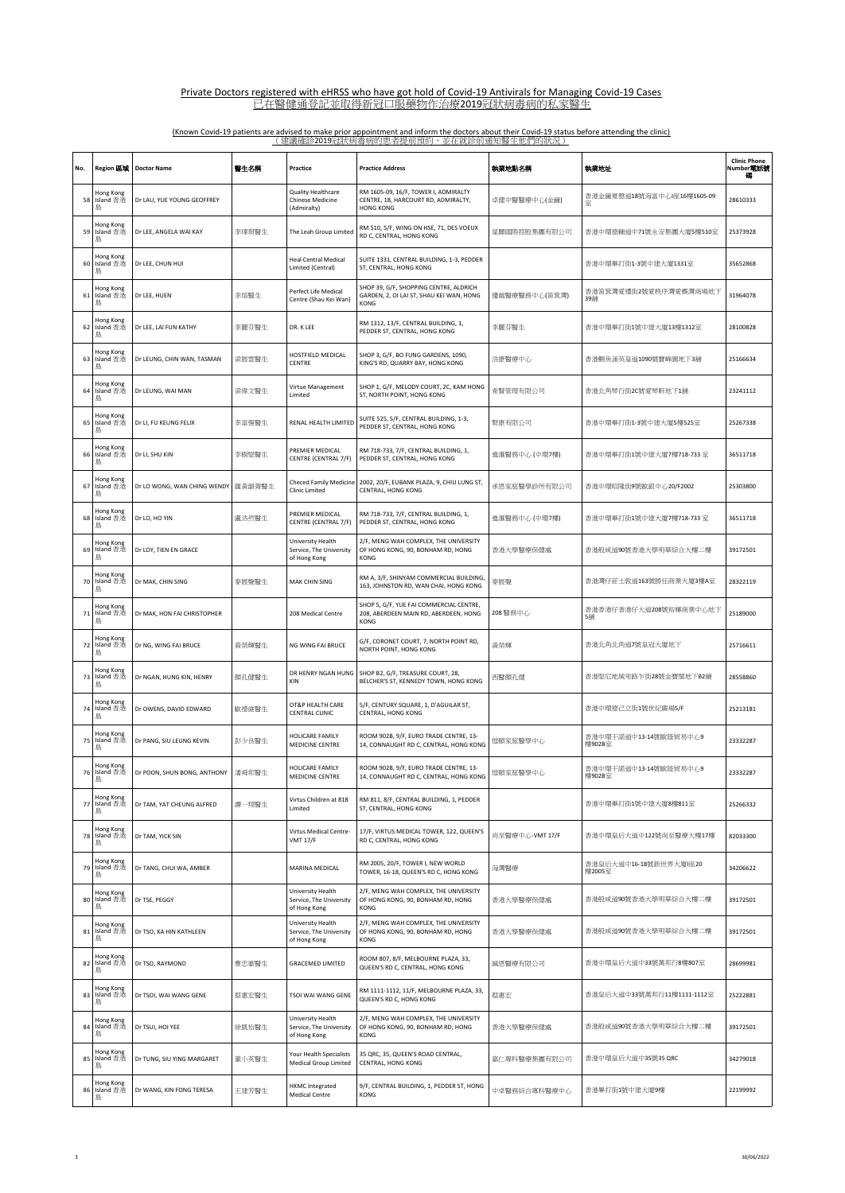Private Doctors registered with eHRSS who have got hold of Covid-19 Antivirals for Managing Covid-19 Cases
已在醫健通登記並取得新冠口服藥物作治療2019冠狀病毒病的私家醫生

(Known Covid-19 patients are advised to make prior appointment and inform the doctors about their Covid-19 status before attending the clinic)
（建議確診2019冠狀病毒病的患者提前預約，並在就診前通知醫生他們的狀況）

| No. | Region 區域 | Doctor Name | 醫生名稱 | Practice | Practice Address | 執業地點名稱 | 執業地址 | Clinic Phone Number電話號碼 |
|---|---|---|---|---|---|---|---|---|
| 58 | Hong Kong Island 香港島 | Dr LAU, YUE YOUNG GEOFFREY | | Quality Healthcare Chinese Medicine (Admiralty) | RM 1605-09, 16/F, TOWER I, ADMIRALTY CENTRE, 18, HARCOURT RD, ADMIRALTY, HONG KONG | 卓健中醫醫療中心(金鐘) | 香港金鐘夏慤道18號海富中心I座16樓1605-09室 | 28610333 |
| 59 | Hong Kong Island 香港島 | Dr LEE, ANGELA WAI KAY | 李瑋琪醫生 | The Leah Group Limited | RM 510, 5/F, WING ON HSE, 71, DES VOEUX RD C, CENTRAL, HONG KONG | 凝麗國際控股集團有限公司 | 香港中環德輔道中71號永安集團大廈5樓510室 | 25373928 |
| 60 | Hong Kong Island 香港島 | Dr LEE, CHUN HUI | | Heal Central Medical Limited (Central) | SUITE 1331, CENTRAL BUILDING, 1-3, PEDDER ST, CENTRAL, HONG KONG | | 香港中環畢打街1-3號中建大厦1331室 | 35652868 |
| 61 | Hong Kong Island 香港島 | Dr LEE, HUEN | 李焙醫生 | Perfect Life Medical Centre (Shau Kei Wan) | SHOP 39, G/F, SHOPPING CENTRE, ALDRICH GARDEN, 2, OI LAI ST, SHAU KEI WAN, HONG KONG | 優越醫療醫務中心(筲箕灣) | 香港筲箕灣愛禮街2號愛秩序灣愛蝶灣商場地下39舖 | 31964078 |
| 62 | Hong Kong Island 香港島 | Dr LEE, LAI FUN KATHY | 李麗芬醫生 | DR. K LEE | RM 1312, 13/F, CENTRAL BUILDING, 1, PEDDER ST, CENTRAL, HONG KONG | 李麗芬醫生 | 香港中環畢打街1號中建大廈13樓1312室 | 28100828 |
| 63 | Hong Kong Island 香港島 | Dr LEUNG, CHIN WAN, TASMAN | 梁展雲醫生 | HOSTFIELD MEDICAL CENTRE | SHOP 3, G/F, BO FUNG GARDENS, 1090, KING'S RD, QUARRY BAY, HONG KONG | 浩康醫療中心 | 香港鰂魚涌英皇道1090號寶峰園地下3舖 | 25166634 |
| 64 | Hong Kong Island 香港島 | Dr LEUNG, WAI MAN | 梁偉文醫生 | Virtue Management Limited | SHOP 1, G/F, MELODY COURT, 2C, KAM HONG ST, NORTH POINT, HONG KONG | 希賢管理有限公司 | 香港北角琴行街2C號愛琴軒地下1舖 | 23241112 |
| 65 | Hong Kong Island 香港島 | Dr LI, FU KEUNG FELIX | 李富強醫生 | RENAL HEALTH LIMITED | SUITE 525, 5/F, CENTRAL BUILDING, 1-3, PEDDER ST, CENTRAL, HONG KONG | 腎康有限公司 | 香港中環畢打街1-3號中建大廈5樓525室 | 25267338 |
| 66 | Hong Kong Island 香港島 | Dr LI, SHU KIN | 李樹堅醫生 | PREMIER MEDICAL CENTRE (CENTRAL 7/F) | RM 718-733, 7/F, CENTRAL BUILDING, 1, PEDDER ST, CENTRAL, HONG KONG | 進滙醫務中心 (中環7樓) | 香港中環畢打街1號中建大廈7樓718-733 室 | 36511718 |
| 67 | Hong Kong Island 香港島 | Dr LO WONG, WAN CHING WENDY | 羅黃韻菁醫生 | Checed Family Medicine Clinic Limited | 2002, 20/F, EUBANK PLAZA, 9, CHIU LUNG ST, CENTRAL, HONG KONG | 承恩家庭醫學診所有限公司 | 香港中環昭隆街9號歐銀中心20/F2002 | 25303800 |
| 68 | Hong Kong Island 香港島 | Dr LO, HO YIN | 盧浩然醫生 | PREMIER MEDICAL CENTRE (CENTRAL 7/F) | RM 718-733, 7/F, CENTRAL BUILDING, 1, PEDDER ST, CENTRAL, HONG KONG | 進滙醫務中心 (中環7樓) | 香港中環畢打街1號中建大廈7樓718-733 室 | 36511718 |
| 69 | Hong Kong Island 香港島 | Dr LOY, TIEN EN GRACE | | University Health Service, The University of Hong Kong | 2/F, MENG WAH COMPLEX, THE UNIVERSITY OF HONG KONG, 90, BONHAM RD, HONG KONG | 香港大學醫療保健處 | 香港般咸道90號香港大學明華綜合大樓二樓 | 39172501 |
| 70 | Hong Kong Island 香港島 | Dr MAK, CHIN SING | 麥展聲醫生 | MAK CHIN SING | RM A, 3/F, SHINYAM COMMERCIAL BUILDING, 163, JOHNSTON RD, WAN CHAI, HONG KONG | 麥展聲 | 香港灣仔莊士敦道163號勝任商業大廈3樓A室 | 28322119 |
| 71 | Hong Kong Island 香港島 | Dr MAK, HON FAI CHRISTOPHER | | 208 Medical Centre | SHOP 5, G/F, YUE FAI COMMERCIAL CENTRE, 208, ABERDEEN MAIN RD, ABERDEEN, HONG KONG | 208 醫務中心 | 香港香港仔香港仔大道208號裕輝商業中心地下5舖 | 25189000 |
| 72 | Hong Kong Island 香港島 | Dr NG, WING FAI BRUCE | 黃榮輝醫生 | NG WING FAI BRUCE | G/F, CORONET COURT, 7, NORTH POINT RD, NORTH POINT, HONG KONG | 黃榮輝 | 香港北角北角道7號皇冠大廈地下 | 25716611 |
| 73 | Hong Kong Island 香港島 | Dr NGAN, HUNG KIN, HENRY | 顏孔健醫生 | DR HENRY NGAN HUNG KIN | SHOP B2, G/F, TREASURE COURT, 28, BELCHER'S ST, KENNEDY TOWN, HONG KONG | 西醫顏孔健 | 香港堅尼地城卑路乍街28號金寶閣地下B2舖 | 28558860 |
| 74 | Hong Kong Island 香港島 | Dr OWENS, DAVID EDWARD | 歐德維醫生 | OT&P HEALTH CARE CENTRAL CLINIC | 5/F, CENTURY SQUARE, 1, D'AGUILAR ST, CENTRAL, HONG KONG | | 香港中環德己立街1號世紀廣場5/F | 25213181 |
| 75 | Hong Kong Island 香港島 | Dr PANG, SIU LEUNG KEVIN | 彭少良醫生 | HOLICARE FAMILY MEDICINE CENTRE | ROOM 902B, 9/F, EURO TRADE CENTRE, 13-14, CONNAUGHT RD C, CENTRAL, HONG KONG | 愷頤家庭醫學中心 | 香港中環干諾道中13-14號歐陸貿易中心9樓902B室 | 23332287 |
| 76 | Hong Kong Island 香港島 | Dr POON, SHUN BONG, ANTHONY | 潘舜邦醫生 | HOLICARE FAMILY MEDICINE CENTRE | ROOM 902B, 9/F, EURO TRADE CENTRE, 13-14, CONNAUGHT RD C, CENTRAL, HONG KONG | 愷頤家庭醫學中心 | 香港中環干諾道中13-14號歐陸貿易中心9樓902B室 | 23332287 |
| 77 | Hong Kong Island 香港島 | Dr TAM, YAT CHEUNG ALFRED | 譚一翔醫生 | Virtus Children at 818 Limited | RM 811, 8/F, CENTRAL BUILDING, 1, PEDDER ST, CENTRAL, HONG KONG | | 香港中環畢打街1號中建大廈8樓811室 | 25266332 |
| 78 | Hong Kong Island 香港島 | Dr TAM, YICK SIN | | Virtus Medical Centre-VMT 17/F | 17/F, VIRTUS MEDICAL TOWER, 122, QUEEN'S RD C, CENTRAL, HONG KONG | 尚至醫療中心-VMT 17/F | 香港中環皇后大道中122號尚至醫療大樓17樓 | 82033300 |
| 79 | Hong Kong Island 香港島 | Dr TANG, CHUI WA, AMBER | | MARINA MEDICAL | RM 2005, 20/F, TOWER I, NEW WORLD TOWER, 16-18, QUEEN'S RD C, HONG KONG | 海灣醫療 | 香港皇后大道中16-18號新世界大廈I座20樓2005室 | 34206622 |
| 80 | Hong Kong Island 香港島 | Dr TSE, PEGGY | | University Health Service, The University of Hong Kong | 2/F, MENG WAH COMPLEX, THE UNIVERSITY OF HONG KONG, 90, BONHAM RD, HONG KONG | 香港大學醫療保健處 | 香港般咸道90號香港大學明華綜合大樓二樓 | 39172501 |
| 81 | Hong Kong Island 香港島 | Dr TSO, KA HIN KATHLEEN | | University Health Service, The University of Hong Kong | 2/F, MENG WAH COMPLEX, THE UNIVERSITY OF HONG KONG, 90, BONHAM RD, HONG KONG | 香港大學醫療保健處 | 香港般咸道90號香港大學明華綜合大樓二樓 | 39172501 |
| 82 | Hong Kong Island 香港島 | Dr TSO, RAYMOND | 曹忠豪醫生 | GRACEMED LIMITED | ROOM 807, 8/F, MELBOURNE PLAZA, 33, QUEEN'S RD C, CENTRAL, HONG KONG | 誠恩醫療有限公司 | 香港中環皇后大道中33號萬邦行8樓807室 | 28699981 |
| 83 | Hong Kong Island 香港島 | Dr TSOI, WAI WANG GENE | 蔡惠宏醫生 | TSOI WAI WANG GENE | RM 1111-1112, 11/F, MELBOURNE PLAZA, 33, QUEEN'S RD C, HONG KONG | 蔡惠宏 | 香港皇后大道中33號萬邦行11樓1111-1112室 | 25222881 |
| 84 | Hong Kong Island 香港島 | Dr TSUI, HOI YEE | 徐凱怡醫生 | University Health Service, The University of Hong Kong | 2/F, MENG WAH COMPLEX, THE UNIVERSITY OF HONG KONG, 90, BONHAM RD, HONG KONG | 香港大學醫療保健處 | 香港般咸道90號香港大學明華綜合大樓二樓 | 39172501 |
| 85 | Hong Kong Island 香港島 | Dr TUNG, SIU YING MARGARET | 董小英醫生 | Your Health Specialists Medical Group Limited | 35 QRC, 35, QUEEN'S ROAD CENTRAL, CENTRAL, HONG KONG | 嘉仁專科醫療集團有限公司 | 香港中環皇后大道中35號35 QRC | 34279018 |
| 86 | Hong Kong Island 香港島 | Dr WANG, KIN FONG TERESA | 王建芳醫生 | HKMC Integrated Medical Centre | 9/F, CENTRAL BUILDING, 1, PEDDER ST, HONG KONG | 中卓醫務綜合專科醫療中心 | 香港畢打街1號中建大廈9樓 | 22199992 |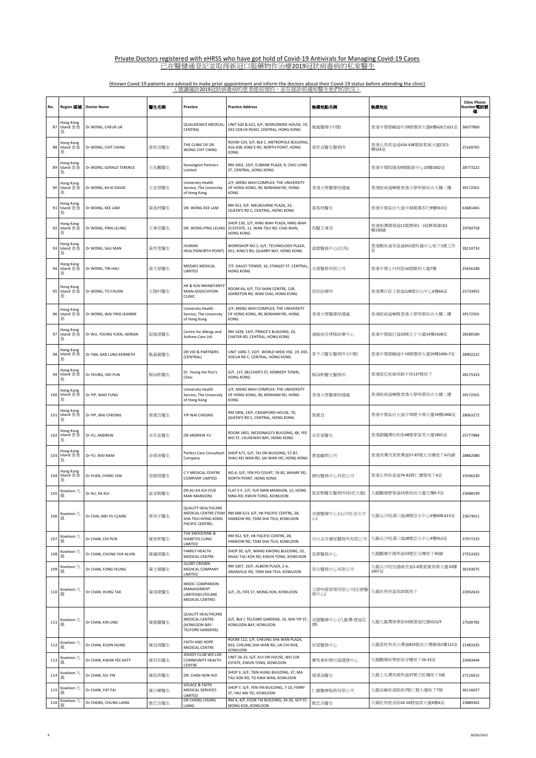Private Doctors registered with eHRSS who have got hold of Covid-19 Antivirals for Managing Covid-19 Cases
已在醫健通登記並取得新冠口服藥物作治療2019冠狀病毒病的私家醫生

(Known Covid-19 patients are advised to make prior appointment and inform the doctors about their Covid-19 status before attending the clinic)
（建議確診2019冠狀病毒病的患者提前預約，並在就診前通知醫生他們的狀況）

| No. | Region 區域 | Doctor Name | 醫生名稱 | Practice | Practice Address | 執業地點名稱 | 執業地址 | Clinic Phone Number 電話號碼 |
|---|---|---|---|---|---|---|---|---|
| 87 | Hong Kong Island 香港島 | Dr WONG, CHEUK LIK | | QUALIGENICS MEDICAL-CENTRAL | UNIT 620 & 621, 6/F, WORLDWIDE HOUSE, 19, DES VOEUX ROAD, CENTRAL, HONG KONG | 確進醫療 (中環) | 香港中環德輔道中19號環球大廈6樓620及621室 | 36077800 |
| 88 | Hong Kong Island 香港島 | Dr WONG, CHIT CHING | 黃哲貞醫生 | THE CLINIC OF DR. WONG CHIT CHING | ROOM 524, 5/F, BLK C, METROPOLE BUILDING, 416-438, KING'S RD, NORTH POINT, HONG KONG | 黃哲貞醫生醫務所 | 香港北角英皇道416-438號新都城大廈C座5樓524室 | 25169765 |
| 89 | Hong Kong Island 香港島 | Dr WONG, GERALD TERENCE | 王兆鵬醫生 | Kensington Partners Limited | RM 1002, 10/F, EUBANK PLAZA, 9, CHIU LUNG ST, CENTRAL, HONG KONG | | 香港中環昭隆街9號歐銀中心10樓1002室 | 28773222 |
| 90 | Hong Kong Island 香港島 | Dr WONG, KA KI DAVID | 王家祺醫生 | University Health Service, The University of Hong Kong | 2/F, MENG WAH COMPLEX, THE UNIVERSITY OF HONG KONG, 90, BONHAM RD, HONG KONG | 香港大學醫療保健處 | 香港般咸道90號香港大學明華綜合大樓二樓 | 39172501 |
| 91 | Hong Kong Island 香港島 | Dr WONG, KEE LAM | 黃基林醫生 | DR. WONG KEE LAM | RM 913, 9/F, MELBOURNE PLAZA, 33, QUEEN'S RD C, CENTRAL, HONG KONG | 黃基林醫生 | 香港中環皇后大道中33號萬邦行9樓913室 | 63681465 |
| 92 | Hong Kong Island 香港島 | Dr WONG, PING LEUNG | 王秉亮醫生 | DR. WONG PING LEUNG | SHOP 130, 1/F, HING WAH PLAZA, HING WAH (I) ESTATE, 11, WAN TSUI RD, CHAI WAN, HONG KONG | 西醫王秉亮 | 香港柴灣環翠道11號興華(一)邨興華廣場1樓130舖 | 29760758 |
| 93 | Hong Kong Island 香港島 | Dr WONG, SAU MAN | 黃秀雯醫生 | HUMAN HEALTH(NORTH POINT) | WORKSHOP NO.1, G/F, TECHNOLOGY PLAZA, 651, KING'S RD, QUARRY BAY, HONG KONG | 盈健醫務中心(北角) | 香港鰂魚涌英皇道651號科匯中心地下1號工作室 | 28110733 |
| 94 | Hong Kong Island 香港島 | Dr WONG, TIN HAU | 黃天厚醫生 | MEDAES MEDICAL LIMITED | 7/F, KAILEY TOWER, 16, STANLEY ST, CENTRAL, HONG KONG | 名德醫務有限公司 | 香港中環士丹利街16號騏利大廈7樓 | 25656188 |
| 95 | Hong Kong Island 香港島 | Dr WONG, TO CHUEN | 王陶村醫生 | HK & KLN INHABITANTS' MAIN ASSOCIATION CLINIC | ROOM 6A, 6/F, TOI SHAN CENTRE, 128, JOHNSTON RD, WAN CHAI, HONG KONG | 居民診療所 | 香港灣仔莊士敦道128號台山中心6樓6A室 | 25733955 |
| 96 | Hong Kong Island 香港島 | Dr WONG, WAI YING JEANNIE | | University Health Service, The University of Hong Kong | 2/F, MENG WAH COMPLEX, THE UNIVERSITY OF HONG KONG, 90, BONHAM RD, HONG KONG | 香港大學醫療保健處 | 香港般咸道90號香港大學明華綜合大樓二樓 | 39172501 |
| 97 | Hong Kong Island 香港島 | Dr WU, YOUNG YUEN, ADRIAN | 鄔揚源醫生 | Centre for Allergy and Asthma Care Ltd. | RM 1428, 14/F, PRINCE'S BUILDING, 10, CHATER RD, CENTRAL, HONG KONG | 過敏病及哮喘診療中心 | 香港中環遮打道10號太子大廈14樓1428室 | 28180180 |
| 98 | Hong Kong Island 香港島 | Dr YAN, KAR LUNG KENNETH | 甄嘉龍醫生 | DR VIO & PARTNERS (CENTRAL) | UNIT 1006-7, 10/F, WORLD WIDE HSE, 19, DES VOEUX RD C, CENTRAL, HONG KONG | 韋予力醫生醫務所 (中環) | 香港中環德輔道中19號環球大廈10樓1006-7室 | 28902222 |
| 99 | Hong Kong Island 香港島 | Dr YEUNG, HOI PUN | 楊海彬醫生 | Dr. Yeung Hoi Pun's Clinic | G/F, 137, BELCHER'S ST, KENNEDY TOWN, HONG KONG | 楊海彬醫生醫務所 | 香港堅尼地城卑路乍街137號地下 | 28175333 |
| 100 | Hong Kong Island 香港島 | Dr YIP, WAH YUNG | | University Health Service, The University of Hong Kong | 2/F, MENG WAH COMPLEX, THE UNIVERSITY OF HONG KONG, 90, BONHAM RD, HONG KONG | 香港大學醫療保健處 | 香港般咸道90號香港大學明華綜合大樓二樓 | 39172501 |
| 101 | Hong Kong Island 香港島 | Dr YIP, WAI CHEONG | 葉惠昌醫生 | YIP WAI CHEONG | RM 1906, 19/F, CRAWFORD HOUSE, 70, QUEEN'S RD C, CENTRAL, HONG KONG | 葉惠昌 | 香港中環皇后大道中70號卡佛大廈19樓1906室 | 28063272 |
| 102 | Hong Kong Island 香港島 | Dr YU, ANDREW | 余若星醫生 | DR ANDREW YU | ROOM 1801, MCDONALD'S BUILDING, 48, YEE WO ST, CAUSEWAY BAY, HONG KONG | 余若星醫生 | 香港銅鑼灣怡和街48號麥當勞大廈1801室 | 25777884 |
| 103 | Hong Kong Island 香港島 | Dr YU, WAI NAM | 余偉南醫生 | Perfect Care Consultant Company | SHOP A71, G/F, TAI ON BUILDING, 57-87, SHAU KEI WAN RD, SAI WAN HO, HONG KONG | 康盈顧問公司 | 香港西灣河筲箕灣道57-87號太安樓地下A71舖 | 28862080 |
| 104 | Hong Kong Island 香港島 | Dr YUEN, CHING YAN | 袁靜茵醫生 | C Y MEDICAL CENTRE COMPANY LIMITED | NO.4, G/F, YEN PO COURT, 74-82, WHARF RD, NORTH POINT, HONG KONG | 臻悅醫務中心有限公司 | 香港北角和富道74-82號仁寶閣地下4室 | 23336230 |
| 105 | Kowloon 九龍 | Dr AU, KA KUI | 區家駒醫生 | DR AU KA KUI (YUE MAN MANSION) | FLAT E-F, 5/F, YUE MAN MANSION, 15, HONG NING RD, KWUN TONG, KOWLOON | 區家駒醫生醫務所(裕民大廈) | 九龍觀塘康寧道15號裕民大廈五樓E-F室 | 23048199 |
| 106 | Kowloon 九龍 | Dr CHAI, MEI YU CLAIRE | 齊美宇醫生 | QUALITY HEALTHCARE MEDICAL CENTRE (TSIM SHA TSUI-HONG KONG PACIFIC CENTRE) | RM 608-613, 6/F, HK PACIFIC CENTRE, 28, HANKOW RD, TSIM SHA TSUI, KOWLOON | 卓健醫療中心 (尖沙咀-亞太中心) | 九龍尖沙咀漢口道28號亞太中心6樓608-613室 | 23673011 |
| 107 | Kowloon 九龍 | Dr CHAN, CHI PUN | 陳智彬醫生 | THE ENDOCRINE & DIABETES CLINIC LIMITED | RM 912, 9/F, HK PACIFIC CENTRE, 28, HANKOW RD, TSIM SHA TSUI, KOWLOON | 內分泌及糖尿醫務所有限公司 | 九龍尖沙咀漢口道28號亞太中心9樓912室 | 37977233 |
| 108 | Kowloon 九龍 | Dr CHAN, CHUNG YUK ALVIN | 陳鍾煜醫生 | FAMILY HEALTH MEDICAL CENTRE | SHOP 30, G/F, WANG KWONG BUILDING, 33, NGAU TAU KOK RD, KWUN TONG, KOWLOON | 家康醫務中心 | 九龍觀塘牛頭角道33號宏光樓地下30舖 | 27553355 |
| 109 | Kowloon 九龍 | Dr CHAN, FONG YEUNG | 陳方揚醫生 | GLORY CROWN MEDICAL COMPANY LIMITED | RM 1007, 10/F, ALBION PLAZA, 2-6, GRANVILLE RD, TSIM SHA TSUI, KOWLOON | 榮光醫務中心有限公司 | 九龍尖沙咀加連威老道2-6號愛賓商業大廈10樓1007室 | 36193075 |
| 110 | Kowloon 九龍 | Dr CHAN, HUNG TAK | 陳鴻德醫生 | MEDIC COMPANION MANAGEMENT LIMITED(ELITECARE MEDICAL CENTRE) | G/F, 25, FIFE ST, MONG KOK, KOWLOON | 文傑明德管理有限公司(宏康醫務中心) | 九龍旺角快富街25號地下 | 23932633 |
| 111 | Kowloon 九龍 | Dr CHAN, KIN LING | 陳健靈醫生 | QUALITY HEALTHCARE MEDICAL CENTRE (KOWLOON BAY-TELFORD GARDENS) | G/F, BLK I, TELFORD GARDENS, 33, WAI YIP ST, KOWLOON BAY, KOWLOON | 卓健醫療中心 (九龍灣-德福花園) | 九龍九龍灣偉業街33號德福花園I座G/F | 27500782 |
| 112 | Kowloon 九龍 | Dr CHAN, KOON HUNG | 陳冠鴻醫生 | FAITH AND HOPE MEDICAL CENTRE | ROOM 112, 1/F, CHEUNG SHA WAN PLAZA, 833, CHEUNG SHA WAN RD, LAI CHI KOK, KOWLOON | 信望醫務中心 | 九龍荔枝角長沙灣道833號長沙灣廣場1樓112室 | 21483335 |
| 113 | Kowloon 九龍 | Dr CHAN, KWAN YEE KATY | 陳君怡醫生 | JOCKEY CLUB WO LOK COMMUNITY HEALTH CENTRE | UNIT 26-33, G/F, KUI ON HOUSE, WO LOK ESTATE, KWUN TONG, KOWLOON | 賽馬會和樂社區健康中心 | 九龍觀塘和樂邨居安樓地下26-33室 | 23443444 |
| 114 | Kowloon 九龍 | Dr CHAN, SIU YIN | 陳筱燕醫生 | DR. CHAN HON HOI | SHOP 3, G/F, TIEN HUNG BUILDING, 37, MA TAU KOK RD, TO KWA WAN, KOWLOON | 陳漢海醫生 | 九龍土瓜灣馬頭角道37號天虹樓地下3舖 | 27116615 |
| 115 | Kowloon 九龍 | Dr CHAN, YAT FAI | 陳日暉醫生 | SOLACE & FAITH MEDICAL SERVICES LIMITED | SHOP 7, G/F, YEN YIN BUILDING, 7-10, FERRY ST, YAU MA TEI, KOWLOON | 仁徽醫療服務有限公司 | 九龍油麻地渡船街7號仁賢大廈地下7號 | 36116037 |
| 116 | Kowloon 九龍 | Dr CHENG, CHUNG LIANG | 鄭忠良醫生 | DR CHENG CHUNG LIANG | RM A, 4/F, FOOK TAI BUILDING, 24-26, SOY ST, MONG KOK, KOWLOON | 鄭忠良醫生 | 九龍旺角豉油街24-26號福泰大廈4樓A室 | 23889362 |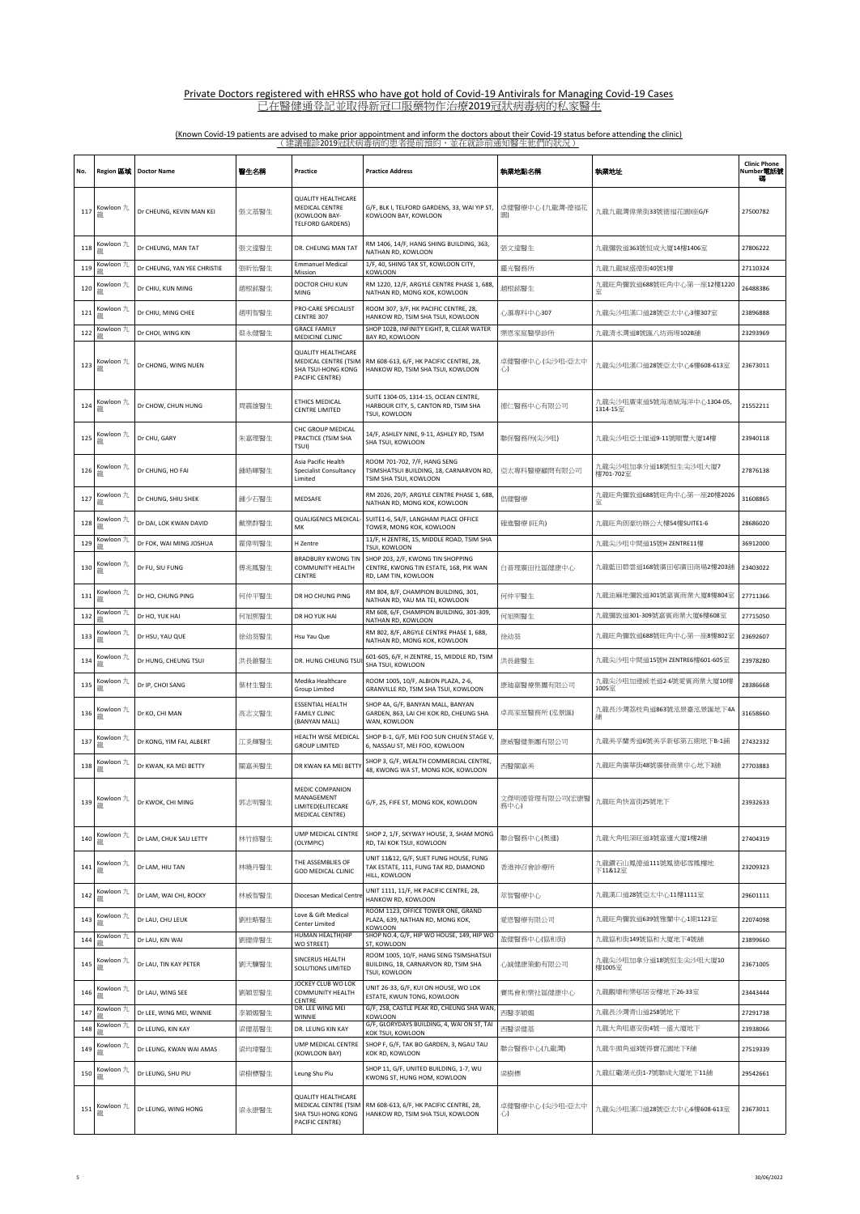## Private Doctors registered with eHRSS who have got hold of Covid-19 Antivirals for Managing Covid-19 Cases
## 已在醫健通登記並取得新冠口服藥物作治療2019冠狀病毒病的私家醫生

(Known Covid-19 patients are advised to make prior appointment and inform the doctors about their Covid-19 status before attending the clinic)
（建議確診2019冠狀病毒病的患者提前預約，並在就診前通知醫生他們的狀況）

| No. | Region 區域 | Doctor Name | 醫生名稱 | Practice | Practice Address | 執業地點名稱 | 執業地址 | Clinic Phone Number電話號碼 |
|---|---|---|---|---|---|---|---|---|
| 117 | Kowloon 九龍 | Dr CHEUNG, KEVIN MAN KEI | 張文基醫生 | QUALITY HEALTHCARE MEDICAL CENTRE (KOWLOON BAY-TELFORD GARDENS) | G/F, BLK I, TELFORD GARDENS, 33, WAI YIP ST, KOWLOON BAY, KOWLOON | 卓健醫療中心 (九龍灣-德福花園) | 九龍九龍灣偉業街33號德福花園I座G/F | 27500782 |
| 118 | Kowloon 九龍 | Dr CHEUNG, MAN TAT | 張文達醫生 | DR. CHEUNG MAN TAT | RM 1406, 14/F, HANG SHING BUILDING, 363, NATHAN RD, KOWLOON | 張文達醫生 | 九龍彌敦道363號恒成大廈14樓1406室 | 27806222 |
| 119 | Kowloon 九龍 | Dr CHEUNG, YAN YEE CHRISTIE | 張昕怡醫生 | Emmanuel Medical Mission | 1/F, 40, SHING TAK ST, KOWLOON CITY, KOWLOON | 靈光醫務所 | 九龍九龍城盛德街40號1樓 | 27110324 |
| 120 | Kowloon 九龍 | Dr CHIU, KUN MING | 趙根銘醫生 | DOCTOR CHIU KUN MING | RM 1220, 12/F, ARGYLE CENTRE PHASE 1, 688, NATHAN RD, MONG KOK, KOWLOON | 趙根銘醫生 | 九龍旺角彌敦道688號旺角中心第一座12樓1220室 | 26488386 |
| 121 | Kowloon 九龍 | Dr CHIU, MING CHEE | 趙明智醫生 | PRO-CARE SPECIALIST CENTRE 307 | ROOM 307, 3/F, HK PACIFIC CENTRE, 28, HANKOW RD, TSIM SHA TSUI, KOWLOON | 心滙專科中心307 | 九龍尖沙咀漢口道28號亞太中心3樓307室 | 23896888 |
| 122 | Kowloon 九龍 | Dr CHOI, WING KIN | 蔡永健醫生 | GRACE FAMILY MEDICINE CLINIC | SHOP 102B, INFINITY EIGHT, 8, CLEAR WATER BAY RD, KOWLOON | 樂恩家庭醫學診所 | 九龍清水灣道8號匯八坊商場102B舖 | 23293969 |
| 123 | Kowloon 九龍 | Dr CHONG, WING NUEN | | QUALITY HEALTHCARE MEDICAL CENTRE (TSIM SHA TSUI-HONG KONG PACIFIC CENTRE) | RM 608-613, 6/F, HK PACIFIC CENTRE, 28, HANKOW RD, TSIM SHA TSUI, KOWLOON | 卓健醫療中心 (尖沙咀-亞太中心) | 九龍尖沙咀漢口道28號亞太中心6樓608-613室 | 23673011 |
| 124 | Kowloon 九龍 | Dr CHOW, CHUN HUNG | 周震雄醫生 | ETHICS MEDICAL CENTRE LIMITED | SUITE 1304-05, 1314-15, OCEAN CENTRE, HARBOUR CITY, 5, CANTON RD, TSIM SHA TSUI, KOWLOON | 德仁醫務中心有限公司 | 九龍尖沙咀廣東道5號海港城海洋中心1304-05, 1314-15室 | 21552211 |
| 125 | Kowloon 九龍 | Dr CHU, GARY | 朱嘉理醫生 | CHC GROUP MEDICAL PRACTICE (TSIM SHA TSUI) | 14/F, ASHLEY NINE, 9-11, ASHLEY RD, TSIM SHA TSUI, KOWLOON | 聯保醫務所(尖沙咀) | 九龍尖沙咀亞士厘道9-11號剛豐大廈14樓 | 23940118 |
| 126 | Kowloon 九龍 | Dr CHUNG, HO FAI | 鍾皓暉醫生 | Asia Pacific Health Specialist Consultancy Limited | ROOM 701-702, 7/F, HANG SENG TSIMSHATSUI BUILDING, 18, CARNARVON RD, TSIM SHA TSUI, KOWLOON | 亞太專科醫療顧問有限公司 | 九龍尖沙咀加拿分道18號恒生尖沙咀大廈7樓701-702室 | 27876138 |
| 127 | Kowloon 九龍 | Dr CHUNG, SHIU SHEK | 鍾少石醫生 | MEDSAFE | RM 2026, 20/F, ARGYLE CENTRE PHASE 1, 688, NATHAN RD, MONG KOK, KOWLOON | 倡健醫療 | 九龍旺角彌敦道688號旺角中心第一座20樓2026室 | 31608865 |
| 128 | Kowloon 九龍 | Dr DAI, LOK KWAN DAVID | 戴樂群醫生 | QUALIGENICS MEDICAL-MK | SUITE1-6, 54/F, LANGHAM PLACE OFFICE TOWER, MONG KOK, KOWLOON | 確進醫療 (旺角) | 九龍旺角朗豪坊辦公大樓54樓SUITE1-6 | 28686020 |
| 129 | Kowloon 九龍 | Dr FOK, WAI MING JOSHUA | 霍偉明醫生 | H Zentre | 11/F, H ZENTRE, 15, MIDDLE ROAD, TSIM SHA TSUI, KOWLOON | | 九龍尖沙咀中間道15號H ZENTRE11樓 | 36912000 |
| 130 | Kowloon 九龍 | Dr FU, SIU FUNG | 傅兆鳳醫生 | BRADBURY KWONG TIN COMMUNITY HEALTH CENTRE | SHOP 203, 2/F, KWONG TIN SHOPPING CENTRE, KWONG TIN ESTATE, 168, PIK WAN RD, LAM TIN, KOWLOON | 白普理廣田社區健康中心 | 九龍藍田碧雲道168號廣田邨廣田商場2樓203舖 | 23403022 |
| 131 | Kowloon 九龍 | Dr HO, CHUNG PING | 何仲平醫生 | DR HO CHUNG PING | RM 804, 8/F, CHAMPION BUILDING, 301, NATHAN RD, YAU MA TEI, KOWLOON | 何仲平醫生 | 九龍油麻地彌敦道301號嘉賓商業大廈8樓804室 | 27711366 |
| 132 | Kowloon 九龍 | Dr HO, YUK HAI | 何旭熙醫生 | DR HO YUK HAI | RM 608, 6/F, CHAMPION BUILDING, 301-309, NATHAN RD, KOWLOON | 何旭熙醫生 | 九龍彌敦道301-309號嘉賓商業大廈6樓608室 | 27715050 |
| 133 | Kowloon 九龍 | Dr HSU, YAU QUE | 徐幼葵醫生 | Hsu Yau Que | RM 802, 8/F, ARGYLE CENTRE PHASE 1, 688, NATHAN RD, MONG KOK, KOWLOON | 徐幼葵 | 九龍旺角彌敦道688號旺角中心第一座8樓802室 | 23692607 |
| 134 | Kowloon 九龍 | Dr HUNG, CHEUNG TSUI | 洪長鑄醫生 | DR. HUNG CHEUNG TSUI | 601-605, 6/F, H ZENTRE, 15, MIDDLE RD, TSIM SHA TSUI, KOWLOON | 洪長鑄醫生 | 九龍尖沙咀中間道15號H ZENTRE6樓601-605室 | 23978280 |
| 135 | Kowloon 九龍 | Dr IP, CHOI SANG | 葉材生醫生 | Medika Healthcare Group Limited | ROOM 1005, 10/F, ALBION PLAZA, 2-6, GRANVILLE RD, TSIM SHA TSUI, KOWLOON | 康紐嘉醫療集團有限公司 | 九龍尖沙咀加連威老道2-6號愛賓商業大廈10樓1005室 | 28386668 |
| 136 | Kowloon 九龍 | Dr KO, CHI MAN | 高志文醫生 | ESSENTIAL HEALTH FAMILY CLINIC (BANYAN MALL) | SHOP 4A, G/F, BANYAN MALL, BANYAN GARDEN, 863, LAI CHI KOK RD, CHEUNG SHA WAN, KOWLOON | 卓高家庭醫務所 (泓景匯) | 九龍長沙灣荔枝角道863號泓景臺泓景匯地下4A舖 | 31658660 |
| 137 | Kowloon 九龍 | Dr KONG, YIM FAI, ALBERT | 江炎輝醫生 | HEALTH WISE MEDICAL GROUP LIMITED | SHOP B-1, G/F, MEI FOO SUN CHUEN STAGE V, 6, NASSAU ST, MEI FOO, KOWLOON | 康威醫健集團有限公司 | 九龍美孚蘭秀道6號美孚新邨第五期地下B-1舖 | 27432332 |
| 138 | Kowloon 九龍 | Dr KWAN, KA MEI BETTY | 關嘉美醫生 | DR KWAN KA MEI BETTY | SHOP 3, G/F, WEALTH COMMERCIAL CENTRE, 48, KWONG WA ST, MONG KOK, KOWLOON | 西醫關嘉美 | 九龍旺角廣華街48號廣發商業中心地下3舖 | 27703883 |
| 139 | Kowloon 九龍 | Dr KWOK, CHI MING | 郭志明醫生 | MEDIC COMPANION MANAGEMENT LIMITED(ELITECARE MEDICAL CENTRE) | G/F, 25, FIFE ST, MONG KOK, KOWLOON | 文傑明德管理有限公司(宏康醫務中心) | 九龍旺角快富街25號地下 | 23932633 |
| 140 | Kowloon 九龍 | Dr LAM, CHUK SAU LETTY | 林竹修醫生 | UMP MEDICAL CENTRE (OLYMPIC) | SHOP 2, 1/F, SKYWAY HOUSE, 3, SHAM MONG RD, TAI KOK TSUI, KOWLOON | 聯合醫務中心(奧運) | 九龍大角咀深旺道3號嘉運大廈1樓2舖 | 27404319 |
| 141 | Kowloon 九龍 | Dr LAM, HIU TAN | 林曉丹醫生 | THE ASSEMBLIES OF GOD MEDICAL CLINIC | UNIT 11&12, G/F, SUET FUNG HOUSE, FUNG TAK ESTATE, 111, FUNG TAK RD, DIAMOND HILL, KOWLOON | 香港神召會診療所 | 九龍鑽石山鳳德道111號鳳德邨雪鳳樓地下11&12室 | 23209323 |
| 142 | Kowloon 九龍 | Dr LAM, WAI CHI, ROCKY | 林威智醫生 | Diocesan Medical Centre | UNIT 1111, 11/F, HK PACIFIC CENTRE, 28, HANKOW RD, KOWLOON | 萃智醫療中心 | 九龍漢口道28號亞太中心11樓1111室 | 29601111 |
| 143 | Kowloon 九龍 | Dr LAU, CHU LEUK | 劉柱略醫生 | Love & Gift Medical Center Limited | ROOM 1123, OFFICE TOWER ONE, GRAND PLAZA, 639, NATHAN RD, MONG KOK, KOWLOON | 愛恩醫療有限公司 | 九龍旺角彌敦道639號雅蘭中心1期1123室 | 22074098 |
| 144 | Kowloon 九龍 | Dr LAU, KIN WAI | 劉健偉醫生 | HUMAN HEALTH(HIP WO STREET) | SHOP NO.4, G/F, HIP WO HOUSE, 149, HIP WO ST, KOWLOON | 盈健醫務中心(協和街) | 九龍協和街149號協和大廈地下4號舖 | 23899660 |
| 145 | Kowloon 九龍 | Dr LAU, TIN KAY PETER | 劉天驥醫生 | SINCERUS HEALTH SOLUTIONS LIMITED | ROOM 1005, 10/F, HANG SENG TSIMSHATSUI BUILDING, 18, CARNARVON RD, TSIM SHA TSUI, KOWLOON | 心誠健康策劃有限公司 | 九龍尖沙咀加拿分道18號恒生尖沙咀大廈10樓1005室 | 23671005 |
| 146 | Kowloon 九龍 | Dr LAU, WING SEE | 劉穎思醫生 | JOCKEY CLUB WO LOK COMMUNITY HEALTH CENTRE | UNIT 26-33, G/F, KUI ON HOUSE, WO LOK ESTATE, KWUN TONG, KOWLOON | 賽馬會和樂社區健康中心 | 九龍觀塘和樂邨居安樓地下26-33室 | 23443444 |
| 147 | Kowloon 九龍 | Dr LEE, WING MEI, WINNIE | 李穎媚醫生 | DR. LEE WING MEI WINNIE | G/F, 258, CASTLE PEAK RD, CHEUNG SHA WAN, KOWLOON | 西醫李穎媚 | 九龍長沙灣青山道258號地下 | 27291738 |
| 148 | Kowloon 九龍 | Dr LEUNG, KIN KAY | 梁健基醫生 | DR. LEUNG KIN KAY | G/F, GLORYDAYS BUILDING, 4, WAI ON ST, TAI KOK TSUI, KOWLOON | 西醫梁健基 | 九龍大角咀惠安街4號一盛大廈地下 | 23938066 |
| 149 | Kowloon 九龍 | Dr LEUNG, KWAN WAI AMAS | 梁均瑋醫生 | UMP MEDICAL CENTRE (KOWLOON BAY) | SHOP F, G/F, TAK BO GARDEN, 3, NGAU TAU KOK RD, KOWLOON | 聯合醫務中心(九龍灣) | 九龍牛頭角道3號得寶花園地下F舖 | 27519339 |
| 150 | Kowloon 九龍 | Dr LEUNG, SHU PIU | 梁樹標醫生 | Leung Shu Piu | SHOP 11, G/F, UNITED BUILDING, 1-7, WU KWONG ST, HUNG HOM, KOWLOON | 梁樹標 | 九龍紅磡湖光街1-7號聯成大廈地下11舖 | 29542661 |
| 151 | Kowloon 九龍 | Dr LEUNG, WING HONG | 梁永康醫生 | QUALITY HEALTHCARE MEDICAL CENTRE (TSIM SHA TSUI-HONG KONG PACIFIC CENTRE) | RM 608-613, 6/F, HK PACIFIC CENTRE, 28, HANKOW RD, TSIM SHA TSUI, KOWLOON | 卓健醫療中心 (尖沙咀-亞太中心) | 九龍尖沙咀漢口道28號亞太中心6樓608-613室 | 23673011 |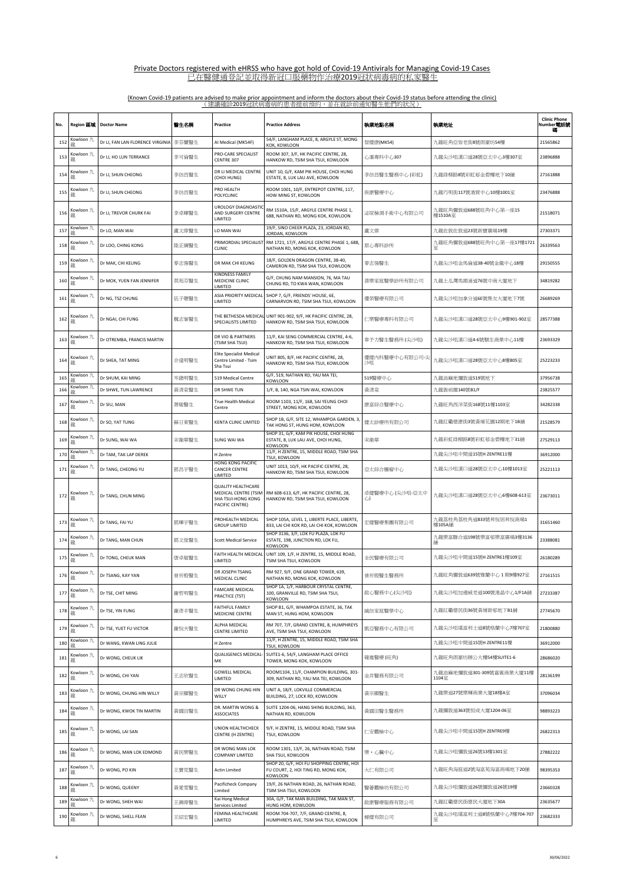Private Doctors registered with eHRSS who have got hold of Covid-19 Antivirals for Managing Covid-19 Cases
已在醫健通登記並取得新冠口服藥物作治療2019冠狀病毒病的私家醫生

(Known Covid-19 patients are advised to make prior appointment and inform the doctors about their Covid-19 status before attending the clinic)
（建議確診2019冠狀病毒病的患者提前預約，並在就診前通知醫生他們的狀況）

| No. | Region 區域 | Doctor Name | 醫生名稱 | Practice | Practice Address | 執業地點名稱 | 執業地址 | Clinic Phone Number電話號碼 |
|---|---|---|---|---|---|---|---|---|
| 152 | Kowloon 九龍 | Dr LI, FAN LAN FLORENCE VIRGINIA | 李芬蘭醫生 | AI Medical (MK54F) | 54/F, LANGHAM PLACE, 8, ARGYLE ST, MONG KOK, KOWLOON | 智健康(MK54) | 九龍旺角亞皆老街8號朗豪坊54樓 | 21565862 |
| 153 | Kowloon 九龍 | Dr LI, HO LUN TERRANCE | 李可倫醫生 | PRO-CARE SPECIALIST CENTRE 307 | ROOM 307, 3/F, HK PACIFIC CENTRE, 28, HANKOW RD, TSIM SHA TSUI, KOWLOON | 心滙專科中心307 | 九龍尖沙咀漢口道28號亞太中心3樓307室 | 23896888 |
| 154 | Kowloon 九龍 | Dr LI, SHUN CHEONG | 李信昌醫生 | DR LI MEDICAL CENTRE (CHOI HUNG) | UNIT 10, G/F, KAM PIK HOUSE, CHOI HUNG ESTATE, 8, LUK LAU AVE, KOWLOON | 李信昌醫生醫務中心 (彩虹) | 九龍綠柳路8號彩虹邨金碧樓地下10舖 | 27161888 |
| 155 | Kowloon 九龍 | Dr LI, SHUN CHEONG | 李信昌醫生 | PRO HEALTH POLYCLINIC | ROOM 1001, 10/F, ENTREPOT CENTRE, 117, HOW MING ST, KOWLOON | 保康醫療中心 | 九龍巧明街117號港貿中心10樓1001室 | 23476888 |
| 156 | Kowloon 九龍 | Dr LI, TREVOR CHURK FAI | 李卓暉醫生 | UROLOGY DIAGNOSTIC AND SURGERY CENTRE LIMITED | RM 1510A, 15/F, ARGYLE CENTRE PHASE 1, 688, NATHAN RD, MONG KOK, KOWLOON | 泌尿檢測手術中心有限公司 | 九龍旺角彌敦道688號旺角中心第一座15樓1510A室 | 21518071 |
| 157 | Kowloon 九龍 | Dr LO, MAN WAI | 盧文偉醫生 | LO MAN WAI | 19/F, SINO CHEER PLAZA, 23, JORDAN RD, JORDAN, KOWLOON | 盧文偉 | 九龍佐敦佐敦道23號新寶廣場19樓 | 27303371 |
| 158 | Kowloon 九龍 | Dr LOO, CHING KONG | 陸正綱醫生 | PRIMORDIAL SPECIALIST CLINIC | RM 1721, 17/F, ARGYLE CENTRE PHASE 1, 688, NATHAN RD, MONG KOK, KOWLOON | 原心專科診所 | 九龍旺角彌敦道688號旺角中心第一座17樓1721室 | 26339563 |
| 159 | Kowloon 九龍 | Dr MAK, CHI KEUNG | 麥志強醫生 | DR MAK CHI KEUNG | 18/F, GOLDEN DRAGON CENTRE, 38-40, CAMERON RD, TSIM SHA TSUI, KOWLOON | 麥志強醫生 | 九龍尖沙咀金馬倫道38-40號金龍中心18樓 | 29150555 |
| 160 | Kowloon 九龍 | Dr MOK, YUEN FAN JENNIFER | 莫苑芬醫生 | KINDNESS FAMILY MEDICINE CLINIC LIMITED | G/F, CHUNG NAM MANSION, 76, MA TAU CHUNG RD, TO KWA WAN, KOWLOON | 善樂家庭醫學診所有限公司 | 九龍土瓜灣馬頭涌道76號中南大廈地下 | 34819282 |
| 161 | Kowloon 九龍 | Dr NG, TSZ CHUNG | 伍子聰醫生 | ASIA PRIORITY MEDICAL LIMITED | SHOP 7, G/F, FRIENDS' HOUSE, 6E, CARNARVON RD, TSIM SHA TSUI, KOWLOON | 優榮醫療有限公司 | 九龍尖沙咀加拿分道6E號集友大廈地下7號 | 26689269 |
| 162 | Kowloon 九龍 | Dr NGAI, CHI FUNG | 魏志峯醫生 | THE BETHESDA MEDICAL SPECIALISTS LIMITED | UNIT 901-902, 9/F, HK PACIFIC CENTRE, 28, HANKOW RD, TSIM SHA TSUI, KOWLOON | 仁濟醫療專科有限公司 | 九龍尖沙咀漢口道28號亞太中心9樓901-902室 | 28577388 |
| 163 | Kowloon 九龍 | Dr OTREMBA, FRANCIS MARTIN | | DR VIO & PARTNERS (TSIM SHA TSUI) | 11/F, KAI SENG COMMERCIAL CENTRE, 4-6, HANKOW RD, TSIM SHA TSUI, KOWLOON | 韋予力醫生醫務所 (尖沙咀) | 九龍尖沙咀漢口道4-6號驥生商業中心11樓 | 23693329 |
| 164 | Kowloon 九龍 | Dr SHEA, TAT MING | 佘達明醫生 | Elite Specialist Medical Centre Limited - Tsim Sha Tsui | UNIT 805, 8/F, HK PACIFIC CENTRE, 28, HANKOW RD, TSIM SHA TSUI, KOWLOON | 優健內科醫療中心有限公司-尖沙咀 | 九龍尖沙咀漢口道28號亞太中心8樓805室 | 25223233 |
| 165 | Kowloon 九龍 | Dr SHUM, KAI MING | 岑啟明醫生 | 519 Medical Centre | G/F, 519, NATHAN RD, YAU MA TEI, KOWLOON | 519醫療中心 | 九龍油麻地彌敦道519號地下 | 37956738 |
| 166 | Kowloon 九龍 | Dr SHWE, TUN LAWRENCE | 黃清泉醫生 | DR SHWE TUN | 1/F, B, 140, NGA TSIN WAI, KOWLOON | 黃清泉 | 九龍衙前圍140號B1/F | 23825577 |
| 167 | Kowloon 九龍 | Dr SIU, MAN | 蕭敏醫生 | True Health Medical Centre | ROOM 1103, 11/F, 168, SAI YEUNG CHOI STREET, MONG KOK, KOWLOON | 康富綜合醫療中心 | 九龍旺角西洋菜街168號11樓1103室 | 34282338 |
| 168 | Kowloon 九龍 | Dr SO, YAT TUNG | 蘇日東醫生 | KENTA CLINIC LIMITED | SHOP 1B, G/F, SITE 12, WHAMPOA GARDEN, 3, TAK HONG ST, HUNG HOM, KOWLOON | 健太診療所有限公司 | 九龍紅磡德康街3號黃埔花園12期地下1B舖 | 21528579 |
| 169 | Kowloon 九龍 | Dr SUNG, WAI WA | 宋衛華醫生 | SUNG WAI WA | SHOP 31, G/F, KAM PIK HOUSE, CHOI HUNG ESTATE, 8, LUK LAU AVE, CHOI HUNG, KOWLOON | 宋衛華 | 九龍彩虹綠柳路8號彩虹邨金碧樓地下31舖 | 27529113 |
| 170 | Kowloon 九龍 | Dr TAM, TAK LAP DEREK | | H Zentre | 11/F, H ZENTRE, 15, MIDDLE ROAD, TSIM SHA TSUI, KOWLOON | | 九龍尖沙咀中間道15號H ZENTRE11樓 | 36912000 |
| 171 | Kowloon 九龍 | Dr TANG, CHEONG YU | 鄧昌宇醫生 | HONG KONG PACIFIC CANCER CENTRE LIMITED | UNIT 1013, 10/F, HK PACIFIC CENTRE, 28, HANKOW RD, TSIM SHA TSUI, KOWLOON | 亞太綜合腫瘤中心 | 九龍尖沙咀漢口道28號亞太中心10樓1013室 | 25221113 |
| 172 | Kowloon 九龍 | Dr TANG, CHUN MING | | QUALITY HEALTHCARE MEDICAL CENTRE (TSIM SHA TSUI-HONG KONG PACIFIC CENTRE) | RM 608-613, 6/F, HK PACIFIC CENTRE, 28, HANKOW RD, TSIM SHA TSUI, KOWLOON | 卓健醫療中心 (尖沙咀-亞太中心) | 九龍尖沙咀漢口道28號亞太中心6樓608-613室 | 23673011 |
| 173 | Kowloon 九龍 | Dr TANG, FAI YU | 鄧暉宇醫生 | PROHEALTH MEDICAL GROUP LIMITED | SHOP 105A, LEVEL 1, LIBERTE PLACE, LIBERTE, 833, LAI CHI KOK RD, LAI CHI KOK, KOWLOON | 宏健醫療集團有限公司 | 九龍荔枝角荔枝角道833號昇悅居昇悅商場1樓105A舖 | 31651460 |
| 174 | Kowloon 九龍 | Dr TANG, MAN CHUN | 鄧文俊醫生 | Scott Medical Service | SHOP 3136, 3/F, LOK FU PLAZA, LOK FU ESTATE, 198, JUNCTION RD, LOK FU, KOWLOON | | 九龍樂富聯合道198號樂富邨樂富廣場3樓3136舖 | 23388081 |
| 175 | Kowloon 九龍 | Dr TONG, CHEUK MAN | 唐卓敏醫生 | FAITH HEALTH MEDICAL LIMITED | UNIT 109, 1/F, H ZENTRE, 15, MIDDLE ROAD, TSIM SHA TSUI, KOWLOON | 全民醫療有限公司 | 九龍尖沙咀中間道15號H ZENTRE1樓109室 | 26180289 |
| 176 | Kowloon 九龍 | Dr TSANG, KAY YAN | 曾祈殷醫生 | DR JOSEPH TSANG MEDICAL CLINIC | RM 927, 9/F, ONE GRAND TOWER, 639, NATHAN RD, MONG KOK, KOWLOON | 曾祈殷醫生醫務所 | 九龍旺角彌敦道639號雅蘭中心 1 期9樓927室 | 27161515 |
| 177 | Kowloon 九龍 | Dr TSE, CHIT MING | 謝哲明醫生 | FAMCARE MEDICAL PRACTICE (TST) | SHOP 1A, 1/F, HARBOUR CRYSTAL CENTRE, 100, GRANVILLE RD, TSIM SHA TSUI, KOWLOON | 啟心醫務中心(尖沙咀) | 九龍尖沙咀加連威老道100號港晶中心1/F1A舖 | 27233387 |
| 178 | Kowloon 九龍 | Dr TSE, YIN FUNG | 謝彥丰醫生 | FAITHFUL FAMILY MEDICINE CENTRE | SHOP B1, G/F, WHAMPOA ESTATE, 36, TAK MAN ST, HUNG HOM, KOWLOON | 誠信家庭醫學中心 | 九龍紅磡德民街36號黃埔新邨地下B1舖 | 27745670 |
| 179 | Kowloon 九龍 | Dr TSE, YUET FU VICTOR | 謝悅夫醫生 | ALPHA MEDICAL CENTRE LIMITED | RM 707, 7/F, GRAND CENTRE, 8, HUMPHREYS AVE, TSIM SHA TSUI, KOWLOON | 凱亞醫務中心有限公司 | 九龍尖沙咀堪富利士道8號格蘭中心7樓707室 | 21800880 |
| 180 | Kowloon 九龍 | Dr WANG, KWAN LING JULIE | | H Zentre | 11/F, H ZENTRE, 15, MIDDLE ROAD, TSIM SHA TSUI, KOWLOON | | 九龍尖沙咀中間道15號H ZENTRE11樓 | 36912000 |
| 181 | Kowloon 九龍 | Dr WONG, CHEUK LIK | | QUALIGENICS MEDICAL-MK | SUITE1-6, 54/F, LANGHAM PLACE OFFICE TOWER, MONG KOK, KOWLOON | 雍進醫療 (旺角) | 九龍旺角朗豪坊辦公大樓54樓SUITE1-6 | 28686020 |
| 182 | Kowloon 九龍 | Dr WONG, CHI YAN | 王志欣醫生 | GOWELL MEDICAL LIMITED | ROOM1104, 11/F, CHAMPION BUILDING, 301-309, NATHAN RD, YAU MA TEI, KOWLOON | 金井醫務有限公司 | 九龍油麻地彌敦道301-309號嘉賓商業大廈11樓1104室 | 28136199 |
| 183 | Kowloon 九龍 | Dr WONG, CHUNG HIN WILLY | 黃宗顯醫生 | DR WONG CHUNG HIN WILLY | UNIT A, 18/F, LOKVILLE COMMERCIAL BUILDING, 27, LOCK RD, KOWLOON | 黃宗顯醫生 | 九龍樂道27號樂輝商業大廈18樓A室 | 37096034 |
| 184 | Kowloon 九龍 | Dr WONG, KWOK TIN MARTIN | 黃國田醫生 | DR. MARTIN WONG & ASSOCIATES | SUITE 1204-06, HANG SHING BUILDING, 363, NATHAN RD, KOWLOON | 黃國田醫生醫務所 | 九龍彌敦道363號恒成大廈1204-06室 | 98893223 |
| 185 | Kowloon 九龍 | Dr WONG, LAI SAN | | UNION HEALTHCHECK CENTRE (H ZENTRE) | 9/F, H ZENTRE, 15, MIDDLE ROAD, TSIM SHA TSUI, KOWLOON | 仁安體檢中心 | 九龍尖沙咀中間道15號H ZENTRE9樓 | 26822313 |
| 186 | Kowloon 九龍 | Dr WONG, MAN LOK EDMOND | 黃民樂醫生 | DR WONG MAN LOK COMPANY LIMITED | ROOM 1301, 13/F, 26, NATHAN ROAD, TSIM SHA TSUI, KOWLOON | 樂・心臟中心 | 九龍尖沙咀彌敦道26號13樓1301室 | 27882222 |
| 187 | Kowloon 九龍 | Dr WONG, PO KIN | 王寶見醫生 | Actin Limited | SHOP 20, G/F, HOI FU SHOPPING CENTRE, HOI FU COURT, 2, HOI TING RD, MONG KOK, KOWLOON | 大仁有限公司 | 九龍旺角海庭道2號海富苑海富商場地下20舖 | 98395353 |
| 188 | Kowloon 九龍 | Dr WONG, QUEENY | 黃愛雯醫生 | Pacificheck Company Limited | 19/F, 26 NATHAN ROAD, 26, NATHAN ROAD, TSIM SHA TSUI, KOWLOON | 醫薈體檢坊有限公司 | 九龍尖沙咀彌敦道26號彌敦道26號19樓 | 23660328 |
| 189 | Kowloon 九龍 | Dr WONG, SHEH WAI | 王錫偉醫生 | Kai Hong Medical Services Limited | 30A, G/F, TAK MAN BUILDING, TAK MAN ST, HUNG HOM, KOWLOON | 啟康醫療服務有限公司 | 九龍紅磡德民街德民大廈地下30A | 23635677 |
| 190 | Kowloon 九龍 | Dr WONG, SHELL FEAN | 王紹宏醫生 | FEMINA HEALTHCARE LIMITED | ROOM 704-707, 7/F, GRAND CENTRE, 8, HUMPHREYS AVE, TSIM SHA TSUI, KOWLOON | 婦健有限公司 | 九龍尖沙咀堪富利士道8號格蘭中心7樓704-707室 | 23682333 |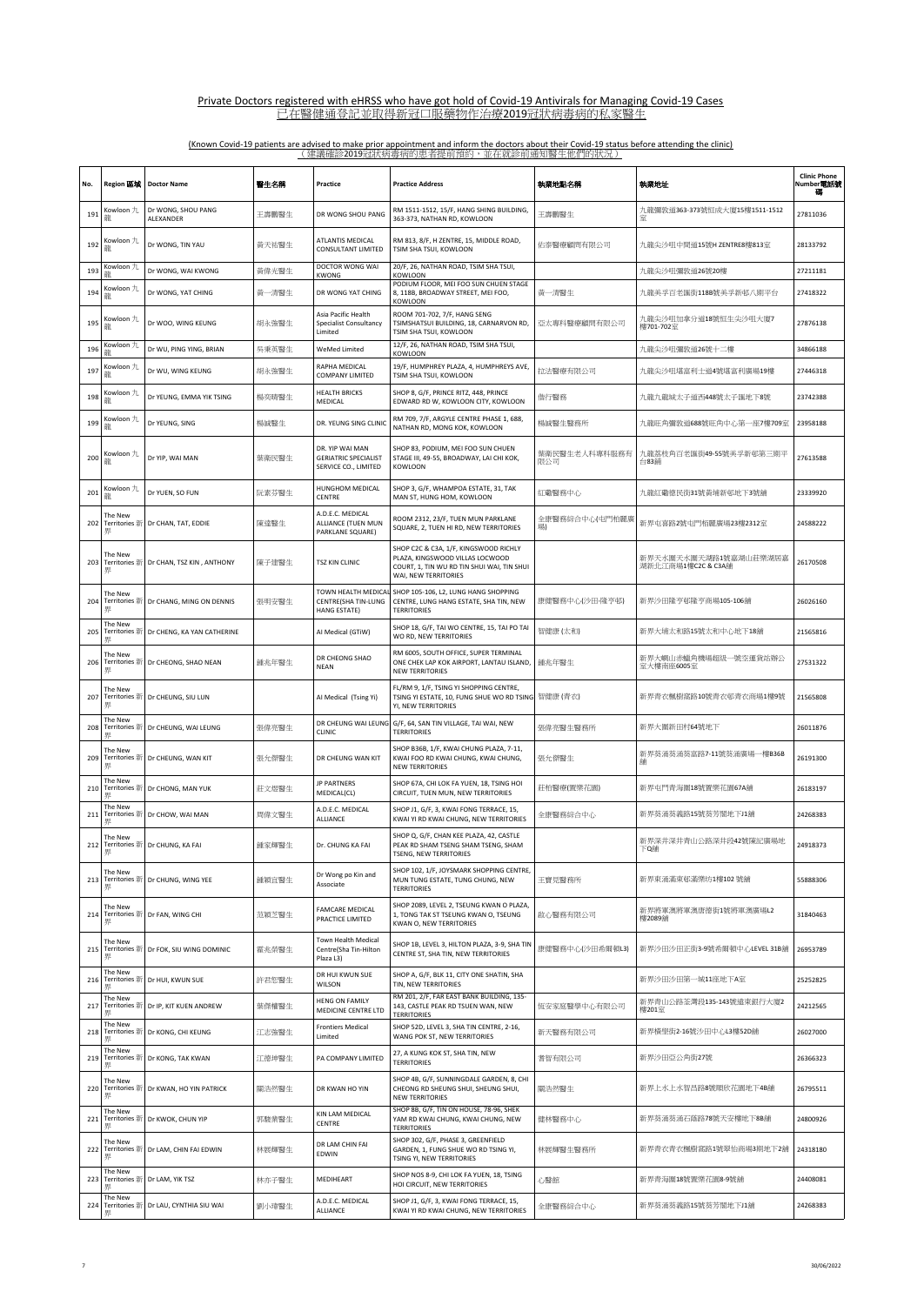## Private Doctors registered with eHRSS who have got hold of Covid-19 Antivirals for Managing Covid-19 Cases
## 已在醫健通登記並取得新冠口服藥物作治療2019冠狀病毒病的私家醫生

(Known Covid-19 patients are advised to make prior appointment and inform the doctors about their Covid-19 status before attending the clinic)
（建議確診2019冠狀病毒病的患者提前預約，並在就診前通知醫生他們的狀況）

| No. | Region 區域 | Doctor Name | 醫生名稱 | Practice | Practice Address | 執業地點名稱 | 執業地址 | Clinic Phone Number電話號碼 |
|---|---|---|---|---|---|---|---|---|
| 191 | Kowloon 九龍 | Dr WONG, SHOU PANG ALEXANDER | 王壽鵬醫生 | DR WONG SHOU PANG | RM 1511-1512, 15/F, HANG SHING BUILDING, 363-373, NATHAN RD, KOWLOON | 王壽鵬醫生 | 九龍彌敦道363-373號恒成大廈15樓1511-1512室 | 27811036 |
| 192 | Kowloon 九龍 | Dr WONG, TIN YAU | 黃天祐醫生 | ATLANTIS MEDICAL CONSULTANT LIMITED | RM 813, 8/F, H ZENTRE, 15, MIDDLE ROAD, TSIM SHA TSUI, KOWLOON | 佑泰醫療顧問有限公司 | 九龍尖沙咀中間道15號H ZENTRE8樓813室 | 28133792 |
| 193 | Kowloon 九龍 | Dr WONG, WAI KWONG | 黃偉光醫生 | DOCTOR WONG WAI KWONG | 20/F, 26, NATHAN ROAD, TSIM SHA TSUI, KOWLOON | | 九龍尖沙咀彌敦道26號20樓 | 27211181 |
| 194 | Kowloon 九龍 | Dr WONG, YAT CHING | 黃一清醫生 | DR WONG YAT CHING | PODIUM FLOOR, MEI FOO SUN CHUEN STAGE 8, 118B, BROADWAY STREET, MEI FOO, KOWLOON | 黃一清醫生 | 九龍美孚百老匯街118B號美孚新邨八期平台 | 27418322 |
| 195 | Kowloon 九龍 | Dr WOO, WING KEUNG | 胡永強醫生 | Asia Pacific Health Specialist Consultancy Limited | ROOM 701-702, 7/F, HANG SENG TSIMSHATSUI BUILDING, 18, CARNARVON RD, TSIM SHA TSUI, KOWLOON | 亞太專科醫療顧問有限公司 | 九龍尖沙咀加拿分道18號恒生尖沙咀大廈7樓701-702室 | 27876138 |
| 196 | Kowloon 九龍 | Dr WU, PING YING, BRIAN | 吳秉英醫生 | WeMed Limited | 12/F, 26, NATHAN ROAD, TSIM SHA TSUI, KOWLOON | | 九龍尖沙咀彌敦道26號十二樓 | 34866188 |
| 197 | Kowloon 九龍 | Dr WU, WING KEUNG | 胡永強醫生 | RAPHA MEDICAL COMPANY LIMITED | 19/F, HUMPHREY PLAZA, 4, HUMPHREYS AVE, TSIM SHA TSUI, KOWLOON | 拉法醫療有限公司 | 九龍尖沙咀堪富利士道4號堪富利廣場19樓 | 27446318 |
| 198 | Kowloon 九龍 | Dr YEUNG, EMMA YIK TSING | 楊奕晴醫生 | HEALTH BRICKS MEDICAL | SHOP 8, G/F, PRINCE RITZ, 448, PRINCE EDWARD RD W, KOWLOON CITY, KOWLOON | 備行醫務 | 九龍九龍城太子道西448號太子匯地下8號 | 23742388 |
| 199 | Kowloon 九龍 | Dr YEUNG, SING | 楊誠醫生 | DR. YEUNG SING CLINIC | RM 709, 7/F, ARGYLE CENTRE PHASE 1, 688, NATHAN RD, MONG KOK, KOWLOON | 楊誠醫生醫務所 | 九龍旺角彌敦道688號旺角中心第一座7樓709室 | 23958188 |
| 200 | Kowloon 九龍 | Dr YIP, WAI MAN | 葉衛民醫生 | DR. YIP WAI MAN GERIATRIC SPECIALIST SERVICE CO., LIMITED | SHOP 83, PODIUM, MEI FOO SUN CHUEN STAGE III, 49-55, BROADWAY, LAI CHI KOK, KOWLOON | 葉衛民醫生老人科專科服務有限公司 | 九龍荔枝角百老匯街49-55號美孚新邨第三期平台83舖 | 27613588 |
| 201 | Kowloon 九龍 | Dr YUEN, SO FUN | 阮素芬醫生 | HUNGHOM MEDICAL CENTRE | SHOP 3, G/F, WHAMPOA ESTATE, 31, TAK MAN ST, HUNG HOM, KOWLOON | 紅磡醫務中心 | 九龍紅磡德民街31號黃埔新邨地下3號舖 | 23339920 |
| 202 | The New Territories 新界 | Dr CHAN, TAT, EDDIE | 陳達醫生 | A.D.E.C. MEDICAL ALLIANCE (TUEN MUN PARKLANE SQUARE) | ROOM 2312, 23/F, TUEN MUN PARKLANE SQUARE, 2, TUEN HI RD, NEW TERRITORIES | 全康醫務綜合中心(屯門柏麗廣場) | 新界屯喜路2號屯門柏麗廣場23樓2312室 | 24588222 |
| 203 | The New Territories 新界 | Dr CHAN, TSZ KIN , ANTHONY | 陳子建醫生 | TSZ KIN CLINIC | SHOP C2C & C3A, 1/F, KINGSWOOD RICHLY PLAZA, KINGSWOOD VILLAS LOCWOOD COURT, 1, TIN WU RD TIN SHUI WAI, TIN SHUI WAI, NEW TERRITORIES | | 新界天水圍天水圍天湖路1號嘉湖山莊樂湖居嘉湖新北江商場1樓C2C & C3A舖 | 26170508 |
| 204 | The New Territories 新界 | Dr CHANG, MING ON DENNIS | 張明安醫生 | TOWN HEALTH MEDICAL CENTRE(SHA TIN-LUNG HANG ESTATE) | SHOP 105-106, L2, LUNG HANG SHOPPING CENTRE, LUNG HANG ESTATE, SHA TIN, NEW TERRITORIES | 康健醫務中心(沙田-隆亨邨) | 新界沙田隆亨邨隆亨商場105-106舖 | 26026160 |
| 205 | The New Territories 新界 | Dr CHENG, KA YAN CATHERINE | | AI Medical (GTIW) | SHOP 18, G/F, TAI WO CENTRE, 15, TAI PO TAI WO RD, NEW TERRITORIES | 智健康 (太和) | 新界大埔太和路15號太和中心地下18舖 | 21565816 |
| 206 | The New Territories 新界 | Dr CHEONG, SHAO NEAN | 鍾兆年醫生 | DR CHEONG SHAO NEAN | RM 6005, SOUTH OFFICE, SUPER TERMINAL ONE CHEK LAP KOK AIRPORT, LANTAU ISLAND, NEW TERRITORIES | 鍾兆年醫生 | 新界大嶼山赤鱲角機場超級一號空運貨站辦公室大樓南座6005室 | 27531322 |
| 207 | The New Territories 新界 | Dr CHEUNG, SIU LUN | | AI Medical (Tsing Yi) | FL/RM 9, 1/F, TSING YI SHOPPING CENTRE, TSING YI ESTATE, 10, FUNG SHUE WO RD TSING YI, NEW TERRITORIES | 智健康 (青衣) | 新界青衣楓樹窩路10號青衣邨青衣商場1樓9號 | 21565808 |
| 208 | The New Territories 新界 | Dr CHEUNG, WAI LEUNG | 張偉亮醫生 | DR CHEUNG WAI LEUNG CLINIC | G/F, 64, SAN TIN VILLAGE, TAI WAI, NEW TERRITORIES | 張偉亮醫生醫務所 | 新界大圍新田村64號地下 | 26011876 |
| 209 | The New Territories 新界 | Dr CHEUNG, WAN KIT | 張允傑醫生 | DR CHEUNG WAN KIT | SHOP B36B, 1/F, KWAI CHUNG PLAZA, 7-11, KWAI FOO RD KWAI CHUNG, KWAI CHUNG, NEW TERRITORIES | 張允傑醫生 | 新界葵涌葵涌葵富路7-11號葵涌廣場一樓B36B舖 | 26191300 |
| 210 | The New Territories 新界 | Dr CHONG, MAN YUK | 莊文煜醫生 | JP PARTNERS MEDICAL(CL) | SHOP 67A, CHI LOK FA YUEN, 18, TSING HOI CIRCUIT, TUEN MUN, NEW TERRITORIES | 莊柏醫療(置樂花園) | 新界屯門青海圍18號置樂花園67A舖 | 26183197 |
| 211 | The New Territories 新界 | Dr CHOW, WAI MAN | 周偉文醫生 | A.D.E.C. MEDICAL ALLIANCE | SHOP J1, G/F, 3, KWAI FONG TERRACE, 15, KWAI YI RD KWAI CHUNG, NEW TERRITORIES | 全康醫務綜合中心 | 新界葵涌葵義路15號葵芳閣地下J1舖 | 24268383 |
| 212 | The New Territories 新界 | Dr CHUNG, KA FAI | 鍾家輝醫生 | Dr. CHUNG KA FAI | SHOP Q, G/F, CHAN KEE PLAZA, 42, CASTLE PEAK RD SHAM TSENG SHAM TSENG, SHAM TSENG, NEW TERRITORIES | | 新界深井深井青山公路深井段42號陳記廣場地下Q舖 | 24918373 |
| 213 | The New Territories 新界 | Dr CHUNG, WING YEE | 鍾穎宜醫生 | Dr Wong po Kin and Associate | SHOP 102, 1/F, JOYSMARK SHOPPING CENTRE, MUN TUNG ESTATE, TUNG CHUNG, NEW TERRITORIES | 王寶堅醫務所 | 新界東涌滿東邨滿樂坊1樓102 號舖 | 55888306 |
| 214 | The New Territories 新界 | Dr FAN, WING CHI | 范穎芝醫生 | FAMCARE MEDICAL PRACTICE LIMITED | SHOP 2089, LEVEL 2, TSEUNG KWAN O PLAZA, 1, TONG TAK ST TSEUNG KWAN O, TSEUNG KWAN O, NEW TERRITORIES | 啟心醫務有限公司 | 新界將軍澳將軍澳唐德街1號將軍澳廣場L2樓2089舖 | 31840463 |
| 215 | The New Territories 新界 | Dr FOK, SIU WING DOMINIC | 霍兆榮醫生 | Town Health Medical Centre(Sha Tin-Hilton Plaza L3) | SHOP 1B, LEVEL 3, HILTON PLAZA, 3-9, SHA TIN CENTRE ST, SHA TIN, NEW TERRITORIES | 康健醫務中心(沙田希爾頓L3) | 新界沙田沙田正街3-9號希爾頓中心LEVEL 31B舖 | 26953789 |
| 216 | The New Territories 新界 | Dr HUI, KWUN SUE | 許君恕醫生 | DR HUI KWUN SUE WILSON | SHOP A, G/F, BLK 11, CITY ONE SHATIN, SHA TIN, NEW TERRITORIES | | 新界沙田沙田第一城11座地下A室 | 25252825 |
| 217 | The New Territories 新界 | Dr IP, KIT KUEN ANDREW | 葉傑權醫生 | HENG ON FAMILY MEDICINE CENTRE LTD | RM 201, 2/F, FAR EAST BANK BUILDING, 135-143, CASTLE PEAK RD TSUEN WAN, NEW TERRITORIES | 恆安家庭醫學中心有限公司 | 新界青山公路荃灣段135-143號遠東銀行大廈2樓201室 | 24212565 |
| 218 | The New Territories 新界 | Dr KONG, CHI KEUNG | 江志強醫生 | Frontiers Medical Limited | SHOP 52D, LEVEL 3, SHA TIN CENTRE, 2-16, WANG POK ST, NEW TERRITORIES | 新天醫務有限公司 | 新界橫壆街2-16號沙田中心L3樓52D舖 | 26027000 |
| 219 | The New Territories 新界 | Dr KONG, TAK KWAN | 江德坤醫生 | PA COMPANY LIMITED | 27, A KUNG KOK ST, SHA TIN, NEW TERRITORIES | 菁智有限公司 | 新界沙田亞公角街27號 | 26366323 |
| 220 | The New Territories 新界 | Dr KWAN, HO YIN PATRICK | 關浩然醫生 | DR KWAN HO YIN | SHOP 4B, G/F, SUNNINGDALE GARDEN, 8, CHI CHEONG RD SHEUNG SHUI, SHEUNG SHUI, NEW TERRITORIES | 關浩然醫生 | 新界上水上水智昌路8號順欣花園地下4B舖 | 26795511 |
| 221 | The New Territories 新界 | Dr KWOK, CHUN YIP | 郭駿業醫生 | KIN LAM MEDICAL CENTRE | SHOP 8B, G/F, TIN ON HOUSE, 78-96, SHEK YAM RD KWAI CHUNG, KWAI CHUNG, NEW TERRITORIES | 健林醫務中心 | 新界葵涌葵涌石蔭路78號天安樓地下8B舖 | 24800926 |
| 222 | The New Territories 新界 | Dr LAM, CHIN FAI EDWIN | 林展輝醫生 | DR LAM CHIN FAI EDWIN | SHOP 302, G/F, PHASE 3, GREENFIELD GARDEN, 1, FUNG SHUE WO RD TSING YI, TSING YI, NEW TERRITORIES | 林展輝醫生醫務所 | 新界青衣青衣楓樹窩路1號翠怡商場3期地下2舖 | 24318180 |
| 223 | The New Territories 新界 | Dr LAM, YIK TSZ | 林亦子醫生 | MEDIHEART | SHOP NOS 8-9, CHI LOK FA YUEN, 18, TSING HOI CIRCUIT, NEW TERRITORIES | 心醫館 | 新界青海圍18號置樂花園8-9號舖 | 24408081 |
| 224 | The New Territories 新界 | Dr LAU, CYNTHIA SIU WAI | 劉小瑋醫生 | A.D.E.C. MEDICAL ALLIANCE | SHOP J1, G/F, 3, KWAI FONG TERRACE, 15, KWAI YI RD KWAI CHUNG, NEW TERRITORIES | 全康醫務綜合中心 | 新界葵涌葵義路15號葵芳閣地下J1舖 | 24268383 |

30/06/2022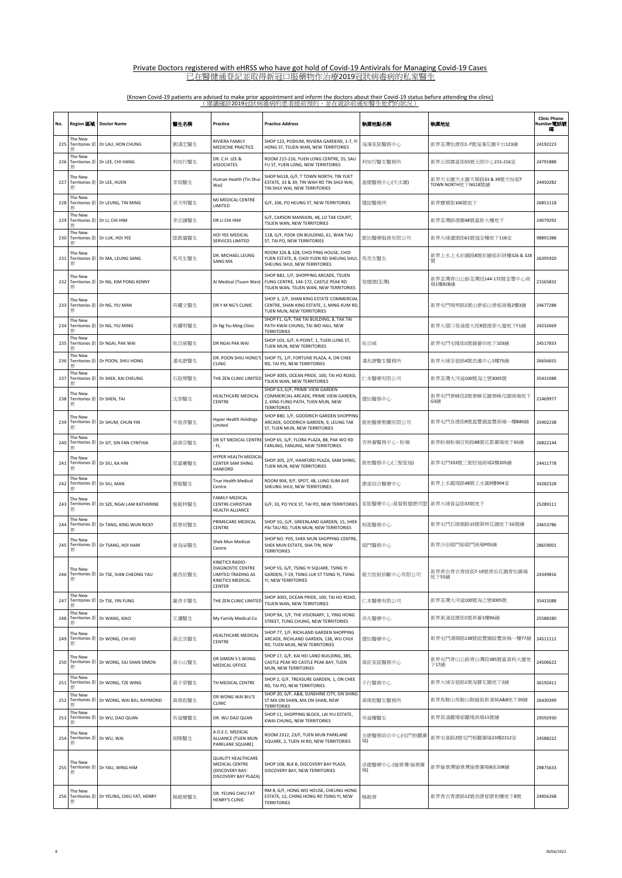Private Doctors registered with eHRSS who have got hold of Covid-19 Antivirals for Managing Covid-19 Cases
已在醫健通登記並取得新冠口服藥物作治療2019冠狀病毒病的私家醫生

(Known Covid-19 patients are advised to make prior appointment and inform the doctors about their Covid-19 status before attending the clinic)
（建議確診2019冠狀病毒病的患者提前預約，並在就診前通知醫生他們的狀況）

| No. | Region 區域 | Doctor Name | 醫生名稱 | Practice | Practice Address | 執業地點名稱 | 執業地址 | Clinic Phone Number電話號碼 |
|---|---|---|---|---|---|---|---|---|
| 225 | The New Territories 新界 | Dr LAU, HON CHUNG | 劉漢忠醫生 | RIVIERA FAMILY MEDICINE PRACTICE | SHOP 123, PODIUM, RIVIERA GARDENS, 1-7, YI HONG ST, TSUEN WAN, NEW TERRITORIES | 海濱家庭醫務中心 | 新界荃灣怡康街1-7號海濱花園平台123舖 | 24192223 |
| 226 | The New Territories 新界 | Dr LEE, CHI HANG | 利知行醫生 | DR. C.H. LEE & ASSOCIATES | ROOM 215-216, YUEN LONG CENTRE, 55, SAU FU ST, YUEN LONG, NEW TERRITORIES | 利知行醫生醫務所 | 新界元朗壽富街55號元朗中心215-216室 | 24791888 |
| 227 | The New Territories 新界 | Dr LEE, HUEN | 李煊醫生 | Human Health (Tin Shui Wai) | SHOP NG18, G/F, T TOWN NORTH, TIN YUET ESTATE, 33 & 39, TIN WAH RD TIN SHUI WAI, TIN SHUI WAI, NEW TERRITORIES | 盈健醫務中心(天水圍) | 新界天水圍天水圍天華路33 & 39號天悅邨T TOWN NORTH地下NG18號舖 | 24450282 |
| 228 | The New Territories 新界 | Dr LEUNG, TIN MING | 梁天明醫生 | MJ MEDICAL CENTRE LIMITED | G/F, 106, PO HEUNG ST, NEW TERRITORIES | 健諮醫務所 | 新界寶鄉街106號地下 | 26851118 |
| 229 | The New Territories 新界 | Dr LI, CHI HIM | 李志謙醫生 | DR LI CHI HIM | G/F, CARSON MANSION, 48, LO TAK COURT, TSUEN WAN, NEW TERRITORIES | | 新界荃灣路德圍48號嘉新大樓地下 | 24079292 |
| 230 | The New Territories 新界 | Dr LUK, HOI YEE | 陸凱儀醫生 | HOI YEE MEDICAL SERVICES LIMITED | 11B, G/F, FOOK ON BUILDING, 61, WAN TAU ST, TAI PO, NEW TERRITORIES | 凱怡醫療服務有限公司 | 新界大埔運頭街61號福安樓地下11B室 | 98891388 |
| 231 | The New Territories 新界 | Dr MA, LEUNG SANG | 馬亮生醫生 | DR. MICHAEL LEUNG SANG MA | ROOM 326 & 328, CHOI PING HOUSE, CHOI YUEN ESTATE, 8, CHOI YUEN RD SHEUNG SHUI, SHEUNG SHUI, NEW TERRITORIES | 馬亮生醫生 | 新界上水上水彩園路8號彩園邨彩屏樓326 & 328號 | 26395920 |
| 232 | The New Territories 新界 | Dr NG, KIM PONG KENNY | | AI Medical (Tsuen Wan) | SHOP B82, 1/F, SHOPPING ARCADE, TSUEN FUNG CENTRE, 144-172, CASTLE PEAK RD TSUEN WAN, TSUEN WAN, NEW TERRITORIES | 智健康(荃灣) | 新界荃灣青山公路荃灣段144-172號荃豐中心商場1樓82B舖 | 21565832 |
| 233 | The New Territories 新界 | Dr NG, YIU MAN | 吳耀文醫生 | DR Y M NG'S CLINIC | SHOP 3, 2/F, SHAN KING ESTATE COMMERCIAL CENTRE, SHAN KING ESTATE, 1, MING KUM RD, TUEN MUN, NEW TERRITORIES | | 新界屯門鳴琴路1號山景邨山景邨商場2樓3舖 | 24677288 |
| 234 | The New Territories 新界 | Dr NG, YIU MING | 吳耀明醫生 | Dr Ng Yiu Ming Clinic | SHOP F1, G/F, TAK TAI BUILDING, 8, TAK TAI PATH KWAI CHUNG, TAI WO HAU, NEW TERRITORIES | | 新界大窩口葵涌德泰徑8號德泰大廈地下F1舖 | 24232669 |
| 235 | The New Territories 新界 | Dr NGAI, PAK WAI | 危百威醫生 | DR NGAI PAK WAI | SHOP 103, G/F, K-POINT, 1, TUEN LUNG ST, TUEN MUN, NEW TERRITORIES | 危百威 | 新界屯門屯隆街1號錦薈坊地下103舖 | 24517833 |
| 236 | The New Territories 新界 | Dr POON, SHIU HONG | 潘兆康醫生 | DR. POON SHIU HONG'S CLINIC | SHOP 75, 1/F, FORTUNE PLAZA, 4, ON CHEE RD, TAI PO, NEW TERRITORIES | 潘兆康醫生醫務所 | 新界大埔安慈路4號昌運中心1樓75舖 | 26656655 |
| 237 | The New Territories 新界 | Dr SHEK, KAI CHEUNG | 石啟璋醫生 | THE ZEN CLINIC LIMITED | SHOP 3005, OCEAN PRIDE, 100, TAI HO ROAD, TSUEN WAN, NEW TERRITORIES | 仁本醫療有限公司 | 新界荃灣大河道100號海之戀3005號 | 35431088 |
| 238 | The New Territories 新界 | Dr SHEN, TAI | 沈泰醫生 | HEALTHCARE MEDICAL CENTRE | SHOP G3, G/F, PRIME VIEW GARDEN COMMERCIAL ARCADE, PRIME VIEW GARDEN, 2, KING FUNG PATH, TUEN MUN, NEW TERRITORIES | 健怡醫務中心 | 新界屯門景峰徑2號景峰花園景峰花園商場地下G3舖 | 21469977 |
| 239 | The New Territories 新界 | Dr SHUM, CHUN YIN | 岑俊彥醫生 | Hyper Health Holdings Limited | SHOP B80, 1/F, GOODRICH GARDEN SHOPPING ARCADE, GOODRICH GARDEN, 9, LEUNG TAK ST, TUEN MUN, NEW TERRITORIES | 凱柏醫療集團有限公司 | 新界屯門良德街9號盈豐園盈豐商場一樓B80舖 | 35902238 |
| 240 | The New Territories 新界 | Dr SIT, SIN FAN CYNTHIA | 薛倩芬醫生 | DR SIT MEDICAL CENTRE - FL | SHOP 65, G/F, FLORA PLAZA, 88, PAK WO RD FANLING, FANLING, NEW TERRITORIES | 杏林薈醫務中心 - 粉嶺 | 新界粉嶺粉嶺百和路88號花都廣場地下65舖 | 26822144 |
| 241 | The New Territories 新界 | Dr SIU, KA HIN | 邵嘉騫醫生 | HYPER HEALTH MEDICAL CENTER SAM SHING HANFORD | SHOP 205, 2/F, HANFORD PLAZA, SAM SHING, TUEN MUN, NEW TERRITORIES | 凱柏醫務中心(三聖恆福) | 新界屯門333號三聖恆福商場2樓205舖 | 24411778 |
| 242 | The New Territories 新界 | Dr SIU, MAN | 蕭敏醫生 | True Health Medical Centre | ROOM 904, 9/F, SPOT, 48, LUNG SUM AVE SHEUNG SHUI, NEW TERRITORIES | 康富綜合醫療中心 | 新界上水龍琛路48號上水滙9樓904室 | 34282328 |
| 243 | The New Territories 新界 | Dr SZE, NGAI LAM KATHERINE | 施毅林醫生 | FAMILY MEDICAL CENTRE-CHRISTIAN HEALTH ALLIANCE | G/F, 33, PO YICK ST, TAI PO, NEW TERRITORIES | 家庭醫療中心-基督教健康同盟 | 新界大埔普益街33號地下 | 25289111 |
| 244 | The New Territories 新界 | Dr TANG, KING WUN RICKY | 鄧景垣醫生 | PRIMECARE MEDICAL CENTRE | SHOP 1G, G/F, GREENLAND GARDEN, 15, SHEK PAI TAU RD, TUEN MUN, NEW TERRITORIES | 栢基醫務中心 | 新界屯門石排頭路15號翠林花園地下1G號舖 | 24653786 |
| 245 | The New Territories 新界 | Dr TSANG, HOI HAM | 曾海涵醫生 | Shek Mun Medical Centre | SHOP NO. P05, SHEK MUN SHOPPING CENTRE, SHEK MUN ESTATE, SHA TIN, NEW TERRITORIES | 碩門醫務中心 | 新界沙田碩門邨碩門商場P05舖 | 28659001 |
| 246 | The New Territories 新界 | Dr TSE, IVAN CHEONG YAU | 謝昌佑醫生 | KINETICS RADIO-DIAGNOSTIC CENTRE LIMITED TRADING AS KINETICS MEDICAL CENTER | SHOP 55, G/F, TSING YI SQUARE, TSING YI GARDEN, 7-19, TSING LUK ST TSING YI, TSING YI, NEW TERRITORIES | 毅力放射診斷中心有限公司 | 新界青衣青衣青綠街7-19號青怡花園青怡廣場地下55舖 | 24349816 |
| 247 | The New Territories 新界 | Dr TSE, YIN FUNG | 謝彥丰醫生 | THE ZEN CLINIC LIMITED | SHOP 3005, OCEAN PRIDE, 100, TAI HO ROAD, TSUEN WAN, NEW TERRITORIES | 仁本醫療有限公司 | 新界荃灣大河道100號海之戀3005號 | 35431088 |
| 248 | The New Territories 新界 | Dr WANG, XIAO | 王瀟醫生 | My Family Medical Co | SHOP 9A, 1/F, THE VISIONARY, 1, YING HONG STREET, TUNG CHUNG, NEW TERRITORIES | 非凡醫療中心 | 新界東涌迎康街1號昇薈1樓9A舖 | 25588280 |
| 249 | The New Territories 新界 | Dr WONG, CHI HO | 黃志浩醫生 | HEALTHCARE MEDICAL CENTRE | SHOP 77, 1/F, RICHLAND GARDEN SHOPPING ARCADE, RICHLAND GARDEN, 138, WU CHUI RD, TUEN MUN, NEW TERRITORIES | 健怡醫務中心 | 新界屯門湖翠路138號啟豐園啟豐商場一樓77舖 | 24511112 |
| 250 | The New Territories 新界 | Dr WONG, SIU SHAN SIMON | 黃小山醫生 | DR SIMON S S WONG MEDICAL OFFICE | SHOP 17, G/F, KAI HEI LAND BUILDING, 385, CASTLE PEAK RD CASTLE PEAK BAY, TUEN MUN, NEW TERRITORIES | 黃莊家庭醫務中心 | 新界屯門青山公路青山灣段385號嘉喜利大廈地下17舖 | 24506622 |
| 251 | The New Territories 新界 | Dr WONG, TZE WING | 黃子榮醫生 | TH MEDICAL CENTRE | SHOP 2, G/F, TREASURE GARDEN, 1, ON CHEE RD, TAI PO, NEW TERRITORIES | 子行醫務中心 | 新界大埔安慈路1號海寶花園地下2舖 | 36192411 |
| 252 | The New Territories 新界 | Dr WONG, WAI BIU, RAYMOND | 黃偉彪醫生 | DR WONG WAI BIU'S CLINIC | SHOP 20, G/F, A&B, SUNSHINE CITY, ON SHING ST MA ON SHAN, MA ON SHAN, NEW TERRITORIES | 黃偉彪醫生醫務所 | 新界馬鞍山馬鞍山鞍誠街新港城A&B地下20舖 | 26430399 |
| 253 | The New Territories 新界 | Dr WU, DAO QUAN | 吳道權醫生 | DR. WU DAO QUAN | SHOP 11, SHOPPING BLOCK, LAI YIU ESTATE, KWAI CHUNG, NEW TERRITORIES | 吳道權醫生 | 新界葵涌麗瑤邨麗瑤商場11號舖 | 29592930 |
| 254 | The New Territories 新界 | Dr WU, WAI | 胡瑋醫生 | A.D.E.C. MEDICAL ALLIANCE (TUEN MUN PARKLANE SQUARE) | ROOM 2312, 23/F, TUEN MUN PARKLANE SQUARE, 2, TUEN HI RD, NEW TERRITORIES | 全康醫務綜合中心(屯門柏麗廣場) | 新界屯喜路2號屯門柏麗廣場23樓2312室 | 24588222 |
| 255 | The New Territories 新界 | Dr YAU, WING HIM | | QUALITY HEALTHCARE MEDICAL CENTRE (DISCOVERY BAY-DISCOVERY BAY PLAZA) | SHOP 108, BLK B, DISCOVERY BAY PLAZA, DISCOVERY BAY, NEW TERRITORIES | 卓健醫療中心 (愉景灣-愉景廣場) | 新界愉景灣愉景灣愉景廣場B座108舖 | 29875633 |
| 256 | The New Territories 新界 | Dr YEUNG, CHIU FAT, HENRY | 楊超發醫生 | DR. YEUNG CHIU FAT HENRY'S CLINIC | RM 8, G/F, HONG WO HOUSE, CHEUNG HONG ESTATE, 12, CHING HONG RD TSING YI, NEW TERRITORIES | 楊超發 | 新界青衣青康路12號長康邨康和樓地下8號 | 24956268 |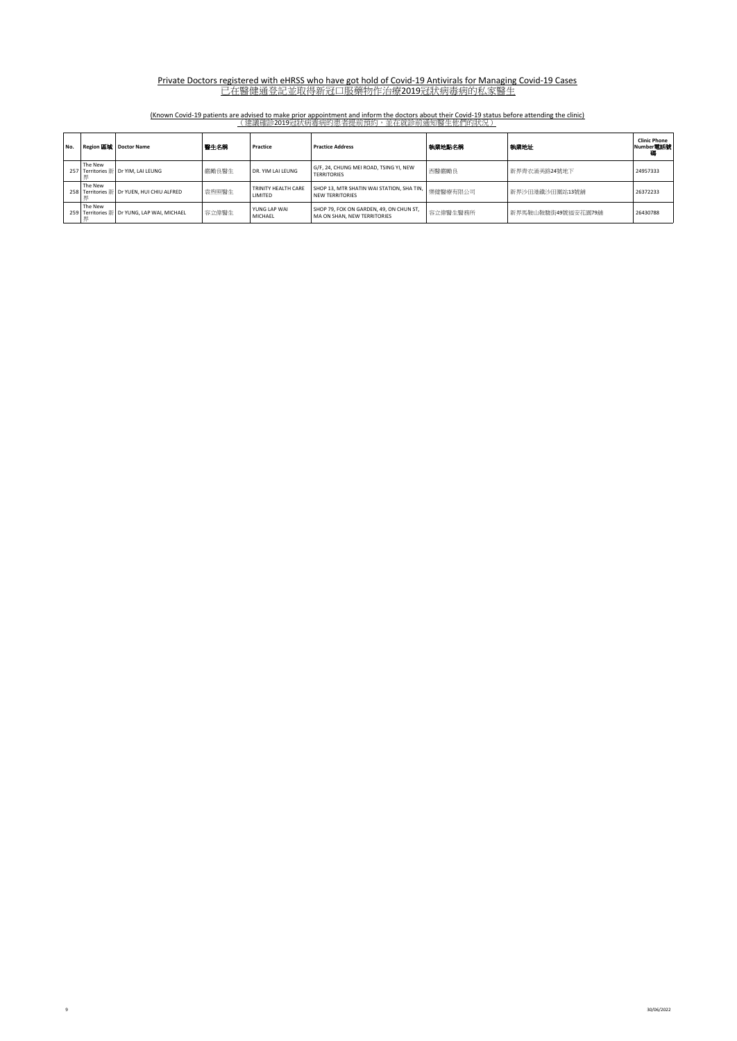Private Doctors registered with eHRSS who have got hold of Covid-19 Antivirals for Managing Covid-19 Cases
已在醫健通登記並取得新冠口服藥物作治療2019冠狀病毒病的私家醫生

(Known Covid-19 patients are advised to make prior appointment and inform the doctors about their Covid-19 status before attending the clinic)
（建議確診2019冠狀病毒病的患者提前預約，並在就診前通知醫生他們的狀況）

| No. | Region 區域 | Doctor Name | 醫生名稱 | Practice | Practice Address | 執業地點名稱 | 執業地址 | Clinic Phone Number電話號碼 |
|---|---|---|---|---|---|---|---|---|
| 257 | The New Territories 新界 | Dr YIM, LAI LEUNG | 嚴勵良醫生 | DR. YIM LAI LEUNG | G/F, 24, CHUNG MEI ROAD, TSING YI, NEW TERRITORIES | 西醫嚴勵良 | 新界青衣涌美路24號地下 | 24957333 |
| 258 | The New Territories 新界 | Dr YUEN, HUI CHIU ALFRED | 袁煦照醫生 | TRINITY HEALTH CARE LIMITED | SHOP 13, MTR SHATIN WAI STATION, SHA TIN, NEW TERRITORIES | 樂健醫療有限公司 | 新界沙田港鐵沙田圍站13號舖 | 26372233 |
| 259 | The New Territories 新界 | Dr YUNG, LAP WAI, MICHAEL | 容立偉醫生 | YUNG LAP WAI MICHAEL | SHOP 79, FOK ON GARDEN, 49, ON CHUN ST, MA ON SHAN, NEW TERRITORIES | 容立偉醫生醫務所 | 新界馬鞍山鞍駿街49號福安花園79舖 | 26430788 |